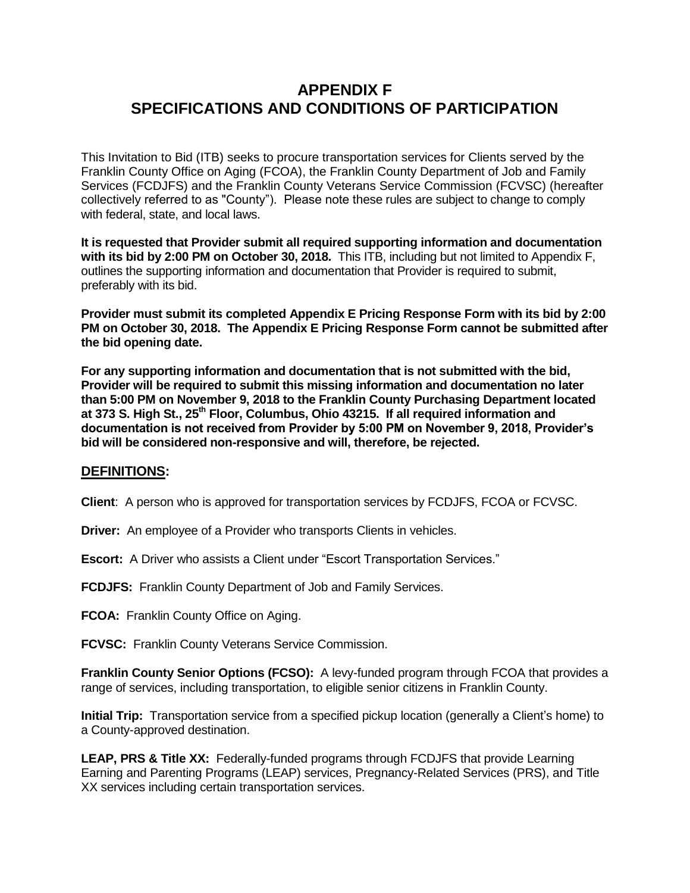# APPENDIX F
# SPECIFICATIONS AND CONDITIONS OF PARTICIPATION

This Invitation to Bid (ITB) seeks to procure transportation services for Clients served by the Franklin County Office on Aging (FCOA), the Franklin County Department of Job and Family Services (FCDJFS) and the Franklin County Veterans Service Commission (FCVSC) (hereafter collectively referred to as "County"). Please note these rules are subject to change to comply with federal, state, and local laws.

**It is requested that Provider submit all required supporting information and documentation with its bid by 2:00 PM on October 30, 2018.** This ITB, including but not limited to Appendix F, outlines the supporting information and documentation that Provider is required to submit, preferably with its bid.

**Provider must submit its completed Appendix E Pricing Response Form with its bid by 2:00 PM on October 30, 2018. The Appendix E Pricing Response Form cannot be submitted after the bid opening date.**

**For any supporting information and documentation that is not submitted with the bid, Provider will be required to submit this missing information and documentation no later than 5:00 PM on November 9, 2018 to the Franklin County Purchasing Department located at 373 S. High St., 25th Floor, Columbus, Ohio 43215. If all required information and documentation is not received from Provider by 5:00 PM on November 9, 2018, Provider's bid will be considered non-responsive and will, therefore, be rejected.**

## DEFINITIONS:

**Client**: A person who is approved for transportation services by FCDJFS, FCOA or FCVSC.

**Driver:** An employee of a Provider who transports Clients in vehicles.

**Escort:** A Driver who assists a Client under "Escort Transportation Services."

**FCDJFS:** Franklin County Department of Job and Family Services.

**FCOA:** Franklin County Office on Aging.

**FCVSC:** Franklin County Veterans Service Commission.

**Franklin County Senior Options (FCSO):** A levy-funded program through FCOA that provides a range of services, including transportation, to eligible senior citizens in Franklin County.

**Initial Trip:** Transportation service from a specified pickup location (generally a Client's home) to a County-approved destination.

**LEAP, PRS & Title XX:** Federally-funded programs through FCDJFS that provide Learning Earning and Parenting Programs (LEAP) services, Pregnancy-Related Services (PRS), and Title XX services including certain transportation services.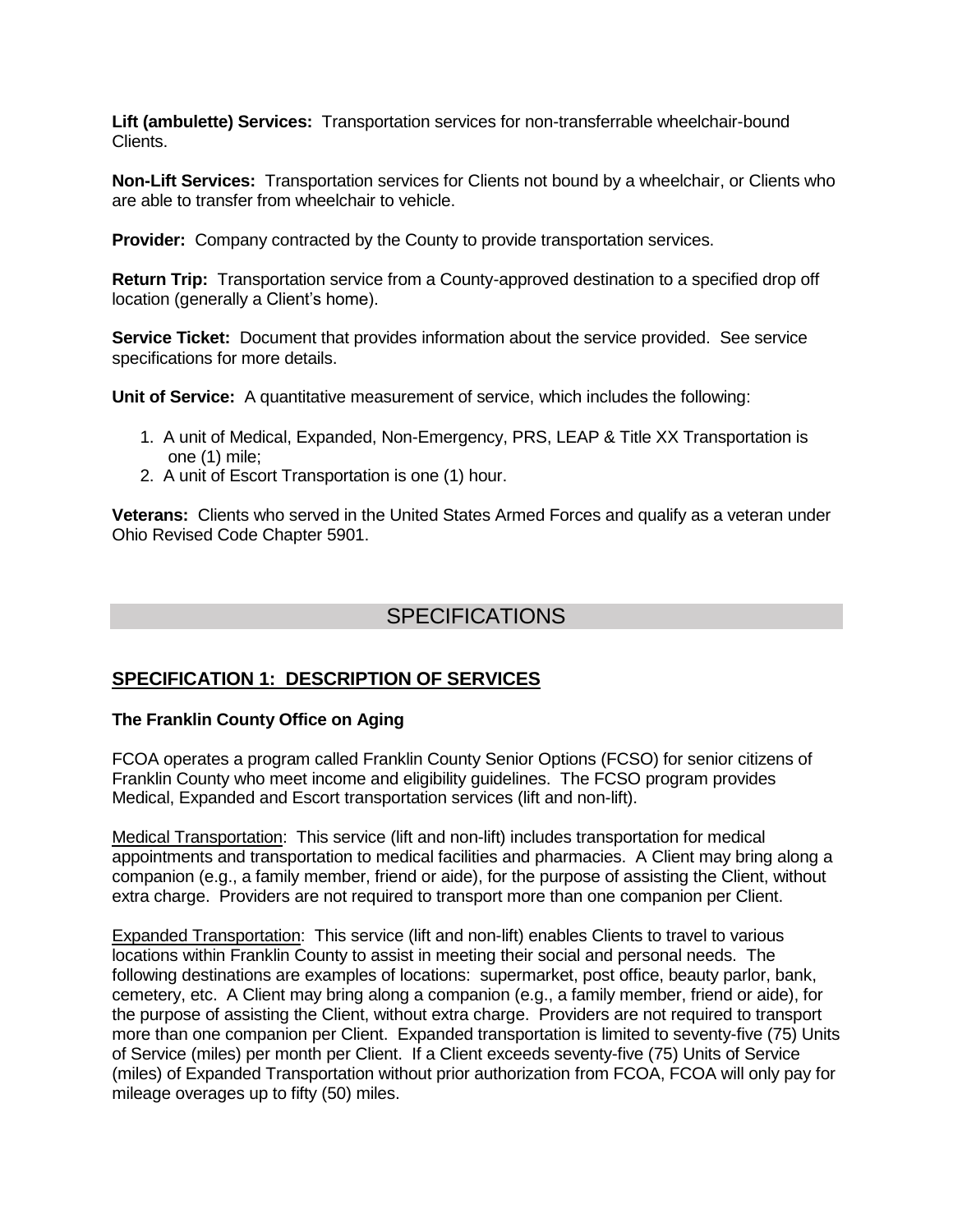**Lift (ambulette) Services:** Transportation services for non-transferrable wheelchair-bound Clients.

**Non-Lift Services:** Transportation services for Clients not bound by a wheelchair, or Clients who are able to transfer from wheelchair to vehicle.

**Provider:** Company contracted by the County to provide transportation services.

**Return Trip:** Transportation service from a County-approved destination to a specified drop off location (generally a Client's home).

**Service Ticket:** Document that provides information about the service provided. See service specifications for more details.

**Unit of Service:** A quantitative measurement of service, which includes the following:

1. A unit of Medical, Expanded, Non-Emergency, PRS, LEAP & Title XX Transportation is one (1) mile;
2. A unit of Escort Transportation is one (1) hour.

**Veterans:** Clients who served in the United States Armed Forces and qualify as a veteran under Ohio Revised Code Chapter 5901.

# SPECIFICATIONS

## SPECIFICATION 1: DESCRIPTION OF SERVICES

**The Franklin County Office on Aging**

FCOA operates a program called Franklin County Senior Options (FCSO) for senior citizens of Franklin County who meet income and eligibility guidelines. The FCSO program provides Medical, Expanded and Escort transportation services (lift and non-lift).

Medical Transportation: This service (lift and non-lift) includes transportation for medical appointments and transportation to medical facilities and pharmacies. A Client may bring along a companion (e.g., a family member, friend or aide), for the purpose of assisting the Client, without extra charge. Providers are not required to transport more than one companion per Client.

Expanded Transportation: This service (lift and non-lift) enables Clients to travel to various locations within Franklin County to assist in meeting their social and personal needs. The following destinations are examples of locations: supermarket, post office, beauty parlor, bank, cemetery, etc. A Client may bring along a companion (e.g., a family member, friend or aide), for the purpose of assisting the Client, without extra charge. Providers are not required to transport more than one companion per Client. Expanded transportation is limited to seventy-five (75) Units of Service (miles) per month per Client. If a Client exceeds seventy-five (75) Units of Service (miles) of Expanded Transportation without prior authorization from FCOA, FCOA will only pay for mileage overages up to fifty (50) miles.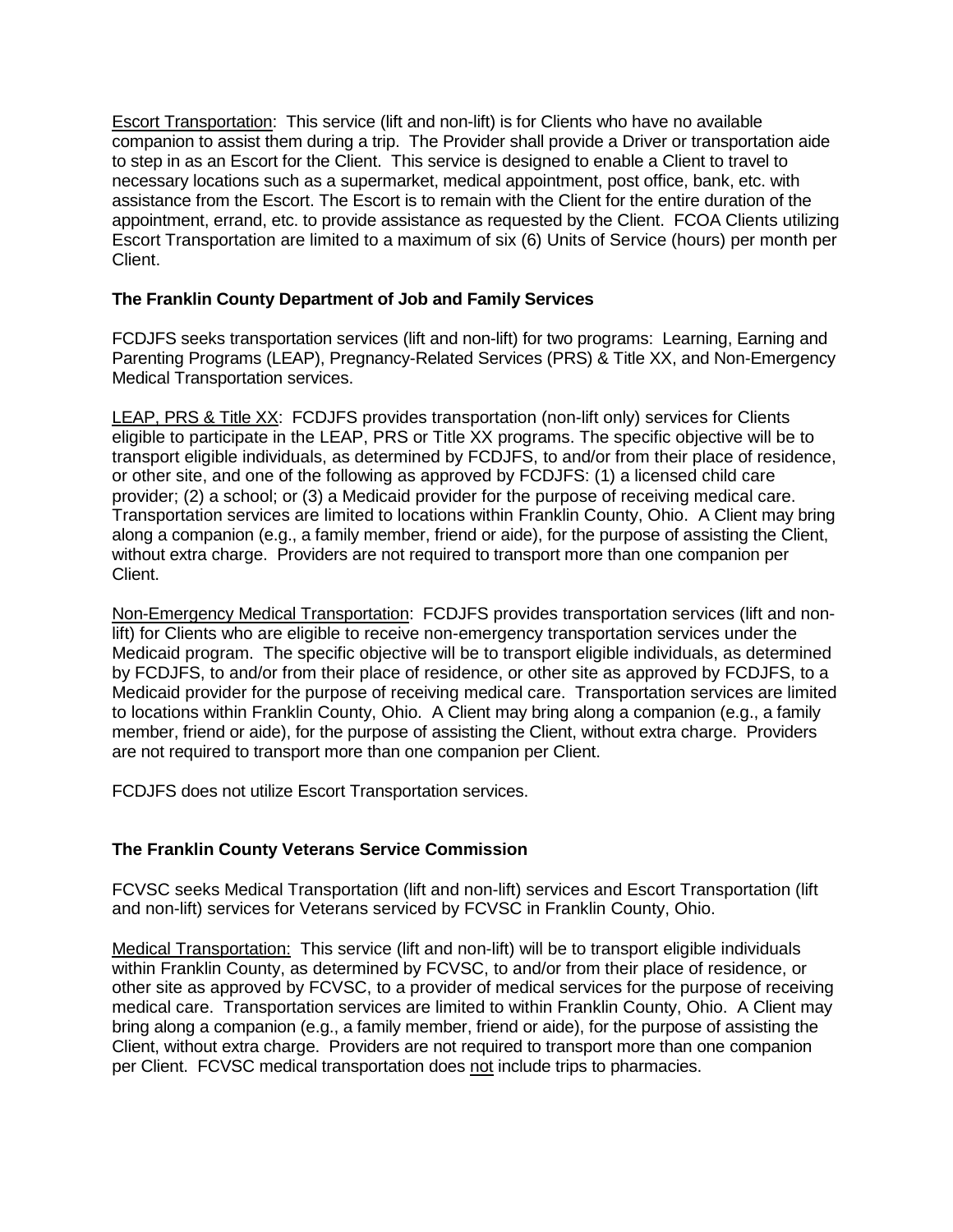Escort Transportation: This service (lift and non-lift) is for Clients who have no available companion to assist them during a trip. The Provider shall provide a Driver or transportation aide to step in as an Escort for the Client. This service is designed to enable a Client to travel to necessary locations such as a supermarket, medical appointment, post office, bank, etc. with assistance from the Escort. The Escort is to remain with the Client for the entire duration of the appointment, errand, etc. to provide assistance as requested by the Client. FCOA Clients utilizing Escort Transportation are limited to a maximum of six (6) Units of Service (hours) per month per Client.

**The Franklin County Department of Job and Family Services**

FCDJFS seeks transportation services (lift and non-lift) for two programs: Learning, Earning and Parenting Programs (LEAP), Pregnancy-Related Services (PRS) & Title XX, and Non-Emergency Medical Transportation services.

LEAP, PRS & Title XX: FCDJFS provides transportation (non-lift only) services for Clients eligible to participate in the LEAP, PRS or Title XX programs. The specific objective will be to transport eligible individuals, as determined by FCDJFS, to and/or from their place of residence, or other site, and one of the following as approved by FCDJFS: (1) a licensed child care provider; (2) a school; or (3) a Medicaid provider for the purpose of receiving medical care. Transportation services are limited to locations within Franklin County, Ohio. A Client may bring along a companion (e.g., a family member, friend or aide), for the purpose of assisting the Client, without extra charge. Providers are not required to transport more than one companion per Client.

Non-Emergency Medical Transportation: FCDJFS provides transportation services (lift and non-lift) for Clients who are eligible to receive non-emergency transportation services under the Medicaid program. The specific objective will be to transport eligible individuals, as determined by FCDJFS, to and/or from their place of residence, or other site as approved by FCDJFS, to a Medicaid provider for the purpose of receiving medical care. Transportation services are limited to locations within Franklin County, Ohio. A Client may bring along a companion (e.g., a family member, friend or aide), for the purpose of assisting the Client, without extra charge. Providers are not required to transport more than one companion per Client.

FCDJFS does not utilize Escort Transportation services.

**The Franklin County Veterans Service Commission**

FCVSC seeks Medical Transportation (lift and non-lift) services and Escort Transportation (lift and non-lift) services for Veterans serviced by FCVSC in Franklin County, Ohio.

Medical Transportation: This service (lift and non-lift) will be to transport eligible individuals within Franklin County, as determined by FCVSC, to and/or from their place of residence, or other site as approved by FCVSC, to a provider of medical services for the purpose of receiving medical care. Transportation services are limited to within Franklin County, Ohio. A Client may bring along a companion (e.g., a family member, friend or aide), for the purpose of assisting the Client, without extra charge. Providers are not required to transport more than one companion per Client. FCVSC medical transportation does not include trips to pharmacies.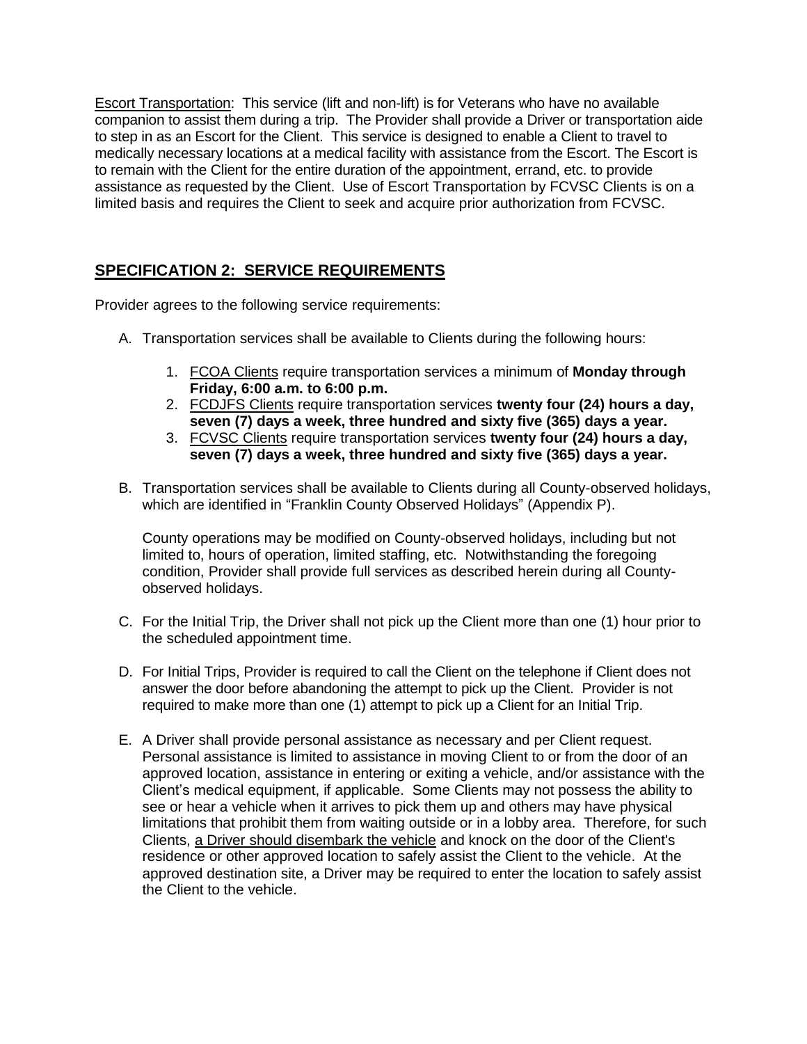<u>Escort Transportation</u>: This service (lift and non-lift) is for Veterans who have no available companion to assist them during a trip. The Provider shall provide a Driver or transportation aide to step in as an Escort for the Client. This service is designed to enable a Client to travel to medically necessary locations at a medical facility with assistance from the Escort. The Escort is to remain with the Client for the entire duration of the appointment, errand, etc. to provide assistance as requested by the Client. Use of Escort Transportation by FCVSC Clients is on a limited basis and requires the Client to seek and acquire prior authorization from FCVSC.

## SPECIFICATION 2: SERVICE REQUIREMENTS

Provider agrees to the following service requirements:

A. Transportation services shall be available to Clients during the following hours:

   1. <u>FCOA Clients</u> require transportation services a minimum of **Monday through Friday, 6:00 a.m. to 6:00 p.m.**
   2. <u>FCDJFS Clients</u> require transportation services **twenty four (24) hours a day, seven (7) days a week, three hundred and sixty five (365) days a year.**
   3. <u>FCVSC Clients</u> require transportation services **twenty four (24) hours a day, seven (7) days a week, three hundred and sixty five (365) days a year.**

B. Transportation services shall be available to Clients during all County-observed holidays, which are identified in "Franklin County Observed Holidays" (Appendix P).

   County operations may be modified on County-observed holidays, including but not limited to, hours of operation, limited staffing, etc. Notwithstanding the foregoing condition, Provider shall provide full services as described herein during all County-observed holidays.

C. For the Initial Trip, the Driver shall not pick up the Client more than one (1) hour prior to the scheduled appointment time.

D. For Initial Trips, Provider is required to call the Client on the telephone if Client does not answer the door before abandoning the attempt to pick up the Client. Provider is not required to make more than one (1) attempt to pick up a Client for an Initial Trip.

E. A Driver shall provide personal assistance as necessary and per Client request. Personal assistance is limited to assistance in moving Client to or from the door of an approved location, assistance in entering or exiting a vehicle, and/or assistance with the Client's medical equipment, if applicable. Some Clients may not possess the ability to see or hear a vehicle when it arrives to pick them up and others may have physical limitations that prohibit them from waiting outside or in a lobby area. Therefore, for such Clients, <u>a Driver should disembark the vehicle</u> and knock on the door of the Client's residence or other approved location to safely assist the Client to the vehicle. At the approved destination site, a Driver may be required to enter the location to safely assist the Client to the vehicle.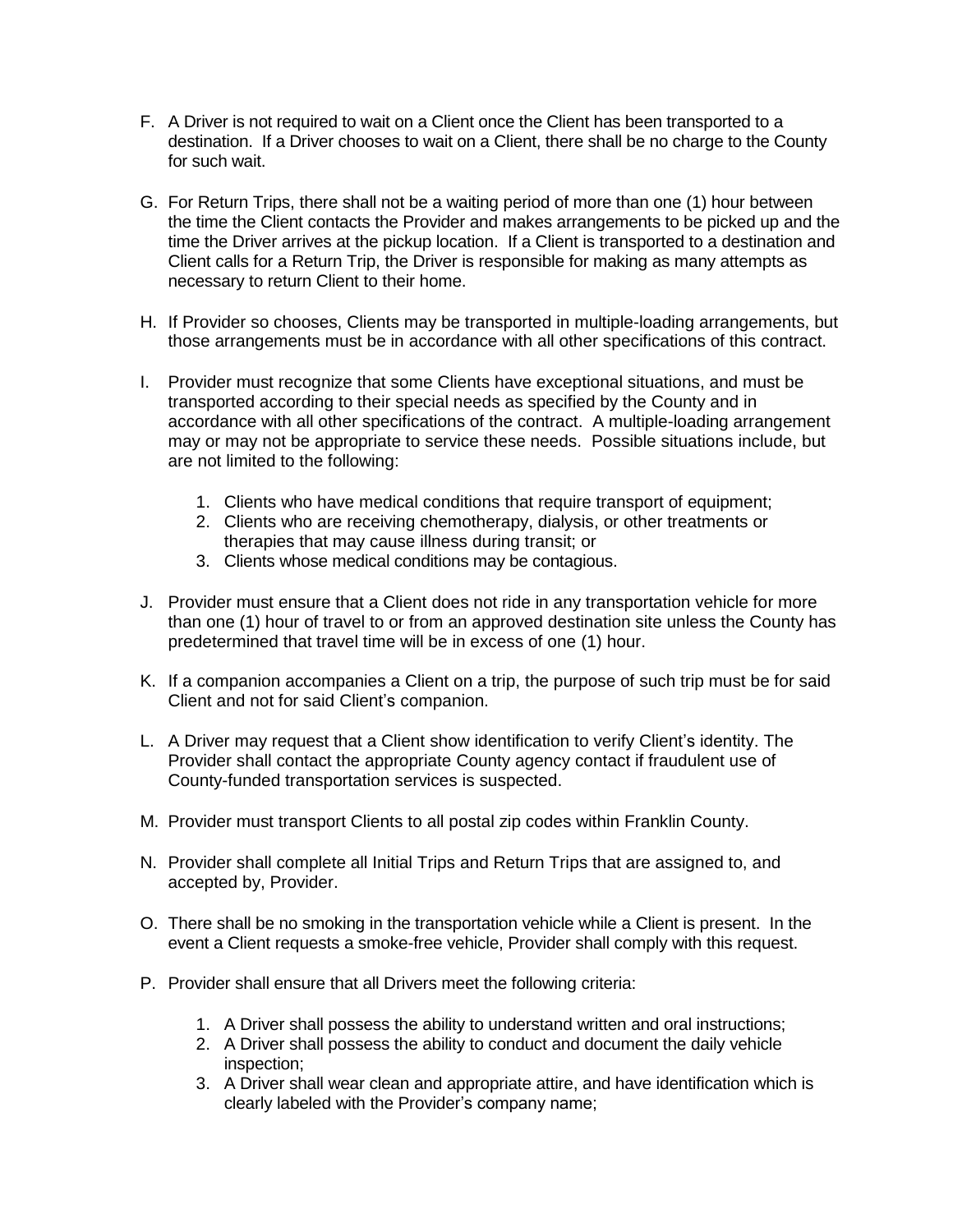F. A Driver is not required to wait on a Client once the Client has been transported to a destination. If a Driver chooses to wait on a Client, there shall be no charge to the County for such wait.

G. For Return Trips, there shall not be a waiting period of more than one (1) hour between the time the Client contacts the Provider and makes arrangements to be picked up and the time the Driver arrives at the pickup location. If a Client is transported to a destination and Client calls for a Return Trip, the Driver is responsible for making as many attempts as necessary to return Client to their home.

H. If Provider so chooses, Clients may be transported in multiple-loading arrangements, but those arrangements must be in accordance with all other specifications of this contract.

I. Provider must recognize that some Clients have exceptional situations, and must be transported according to their special needs as specified by the County and in accordance with all other specifications of the contract. A multiple-loading arrangement may or may not be appropriate to service these needs. Possible situations include, but are not limited to the following:

    1. Clients who have medical conditions that require transport of equipment;
    2. Clients who are receiving chemotherapy, dialysis, or other treatments or therapies that may cause illness during transit; or
    3. Clients whose medical conditions may be contagious.

J. Provider must ensure that a Client does not ride in any transportation vehicle for more than one (1) hour of travel to or from an approved destination site unless the County has predetermined that travel time will be in excess of one (1) hour.

K. If a companion accompanies a Client on a trip, the purpose of such trip must be for said Client and not for said Client's companion.

L. A Driver may request that a Client show identification to verify Client's identity. The Provider shall contact the appropriate County agency contact if fraudulent use of County-funded transportation services is suspected.

M. Provider must transport Clients to all postal zip codes within Franklin County.

N. Provider shall complete all Initial Trips and Return Trips that are assigned to, and accepted by, Provider.

O. There shall be no smoking in the transportation vehicle while a Client is present. In the event a Client requests a smoke-free vehicle, Provider shall comply with this request.

P. Provider shall ensure that all Drivers meet the following criteria:

    1. A Driver shall possess the ability to understand written and oral instructions;
    2. A Driver shall possess the ability to conduct and document the daily vehicle inspection;
    3. A Driver shall wear clean and appropriate attire, and have identification which is clearly labeled with the Provider's company name;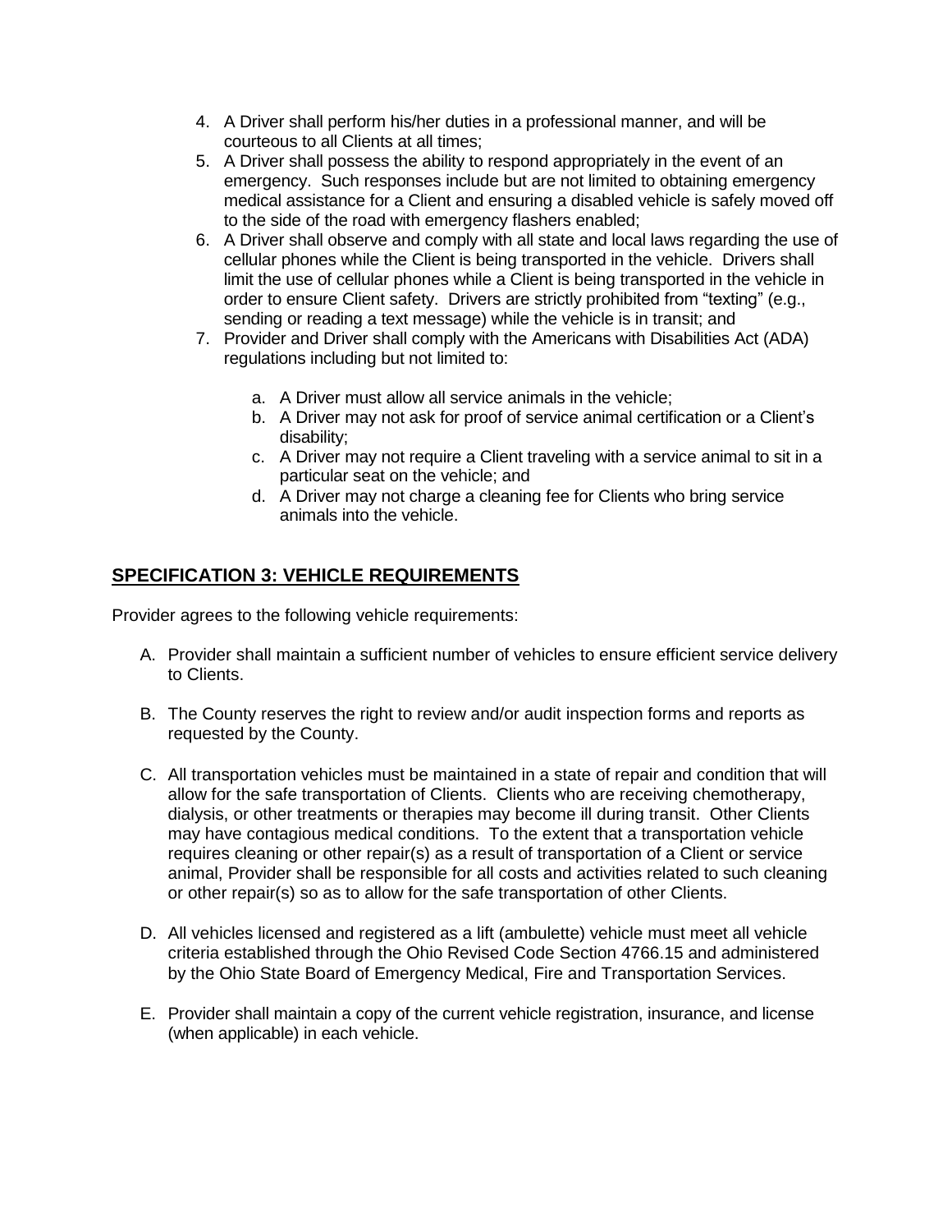4. A Driver shall perform his/her duties in a professional manner, and will be courteous to all Clients at all times;
5. A Driver shall possess the ability to respond appropriately in the event of an emergency. Such responses include but are not limited to obtaining emergency medical assistance for a Client and ensuring a disabled vehicle is safely moved off to the side of the road with emergency flashers enabled;
6. A Driver shall observe and comply with all state and local laws regarding the use of cellular phones while the Client is being transported in the vehicle. Drivers shall limit the use of cellular phones while a Client is being transported in the vehicle in order to ensure Client safety. Drivers are strictly prohibited from "texting" (e.g., sending or reading a text message) while the vehicle is in transit; and
7. Provider and Driver shall comply with the Americans with Disabilities Act (ADA) regulations including but not limited to:

   a. A Driver must allow all service animals in the vehicle;
   b. A Driver may not ask for proof of service animal certification or a Client's disability;
   c. A Driver may not require a Client traveling with a service animal to sit in a particular seat on the vehicle; and
   d. A Driver may not charge a cleaning fee for Clients who bring service animals into the vehicle.

## SPECIFICATION 3: VEHICLE REQUIREMENTS

Provider agrees to the following vehicle requirements:

A. Provider shall maintain a sufficient number of vehicles to ensure efficient service delivery to Clients.

B. The County reserves the right to review and/or audit inspection forms and reports as requested by the County.

C. All transportation vehicles must be maintained in a state of repair and condition that will allow for the safe transportation of Clients. Clients who are receiving chemotherapy, dialysis, or other treatments or therapies may become ill during transit. Other Clients may have contagious medical conditions. To the extent that a transportation vehicle requires cleaning or other repair(s) as a result of transportation of a Client or service animal, Provider shall be responsible for all costs and activities related to such cleaning or other repair(s) so as to allow for the safe transportation of other Clients.

D. All vehicles licensed and registered as a lift (ambulette) vehicle must meet all vehicle criteria established through the Ohio Revised Code Section 4766.15 and administered by the Ohio State Board of Emergency Medical, Fire and Transportation Services.

E. Provider shall maintain a copy of the current vehicle registration, insurance, and license (when applicable) in each vehicle.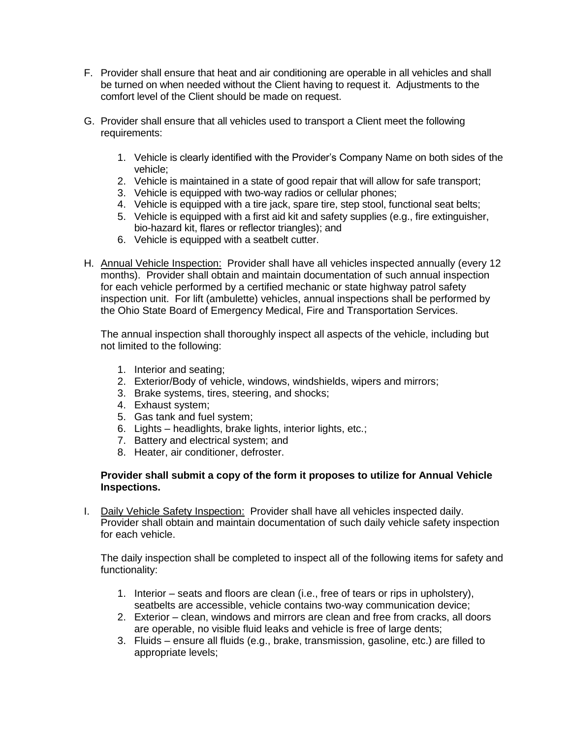F. Provider shall ensure that heat and air conditioning are operable in all vehicles and shall be turned on when needed without the Client having to request it. Adjustments to the comfort level of the Client should be made on request.

G. Provider shall ensure that all vehicles used to transport a Client meet the following requirements:

   1. Vehicle is clearly identified with the Provider's Company Name on both sides of the vehicle;
   2. Vehicle is maintained in a state of good repair that will allow for safe transport;
   3. Vehicle is equipped with two-way radios or cellular phones;
   4. Vehicle is equipped with a tire jack, spare tire, step stool, functional seat belts;
   5. Vehicle is equipped with a first aid kit and safety supplies (e.g., fire extinguisher, bio-hazard kit, flares or reflector triangles); and
   6. Vehicle is equipped with a seatbelt cutter.

H. <u>Annual Vehicle Inspection:</u> Provider shall have all vehicles inspected annually (every 12 months). Provider shall obtain and maintain documentation of such annual inspection for each vehicle performed by a certified mechanic or state highway patrol safety inspection unit. For lift (ambulette) vehicles, annual inspections shall be performed by the Ohio State Board of Emergency Medical, Fire and Transportation Services.

   The annual inspection shall thoroughly inspect all aspects of the vehicle, including but not limited to the following:

   1. Interior and seating;
   2. Exterior/Body of vehicle, windows, windshields, wipers and mirrors;
   3. Brake systems, tires, steering, and shocks;
   4. Exhaust system;
   5. Gas tank and fuel system;
   6. Lights – headlights, brake lights, interior lights, etc.;
   7. Battery and electrical system; and
   8. Heater, air conditioner, defroster.

   **Provider shall submit a copy of the form it proposes to utilize for Annual Vehicle Inspections.**

I. <u>Daily Vehicle Safety Inspection:</u> Provider shall have all vehicles inspected daily. Provider shall obtain and maintain documentation of such daily vehicle safety inspection for each vehicle.

   The daily inspection shall be completed to inspect all of the following items for safety and functionality:

   1. Interior – seats and floors are clean (i.e., free of tears or rips in upholstery), seatbelts are accessible, vehicle contains two-way communication device;
   2. Exterior – clean, windows and mirrors are clean and free from cracks, all doors are operable, no visible fluid leaks and vehicle is free of large dents;
   3. Fluids – ensure all fluids (e.g., brake, transmission, gasoline, etc.) are filled to appropriate levels;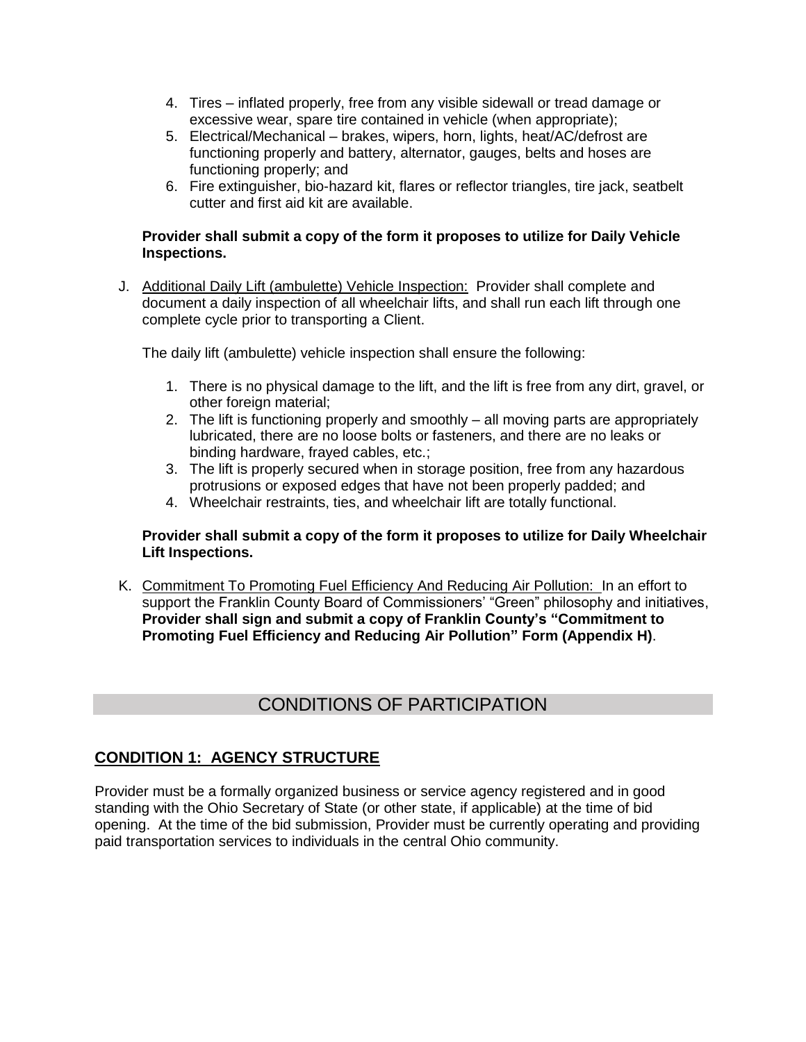4. Tires – inflated properly, free from any visible sidewall or tread damage or excessive wear, spare tire contained in vehicle (when appropriate);
5. Electrical/Mechanical – brakes, wipers, horn, lights, heat/AC/defrost are functioning properly and battery, alternator, gauges, belts and hoses are functioning properly; and
6. Fire extinguisher, bio-hazard kit, flares or reflector triangles, tire jack, seatbelt cutter and first aid kit are available.

**Provider shall submit a copy of the form it proposes to utilize for Daily Vehicle Inspections.**

J. Additional Daily Lift (ambulette) Vehicle Inspection: Provider shall complete and document a daily inspection of all wheelchair lifts, and shall run each lift through one complete cycle prior to transporting a Client.

The daily lift (ambulette) vehicle inspection shall ensure the following:

1. There is no physical damage to the lift, and the lift is free from any dirt, gravel, or other foreign material;
2. The lift is functioning properly and smoothly – all moving parts are appropriately lubricated, there are no loose bolts or fasteners, and there are no leaks or binding hardware, frayed cables, etc.;
3. The lift is properly secured when in storage position, free from any hazardous protrusions or exposed edges that have not been properly padded; and
4. Wheelchair restraints, ties, and wheelchair lift are totally functional.

**Provider shall submit a copy of the form it proposes to utilize for Daily Wheelchair Lift Inspections.**

K. Commitment To Promoting Fuel Efficiency And Reducing Air Pollution: In an effort to support the Franklin County Board of Commissioners' "Green" philosophy and initiatives, **Provider shall sign and submit a copy of Franklin County's "Commitment to Promoting Fuel Efficiency and Reducing Air Pollution" Form (Appendix H)**.

## CONDITIONS OF PARTICIPATION

### CONDITION 1: AGENCY STRUCTURE

Provider must be a formally organized business or service agency registered and in good standing with the Ohio Secretary of State (or other state, if applicable) at the time of bid opening. At the time of the bid submission, Provider must be currently operating and providing paid transportation services to individuals in the central Ohio community.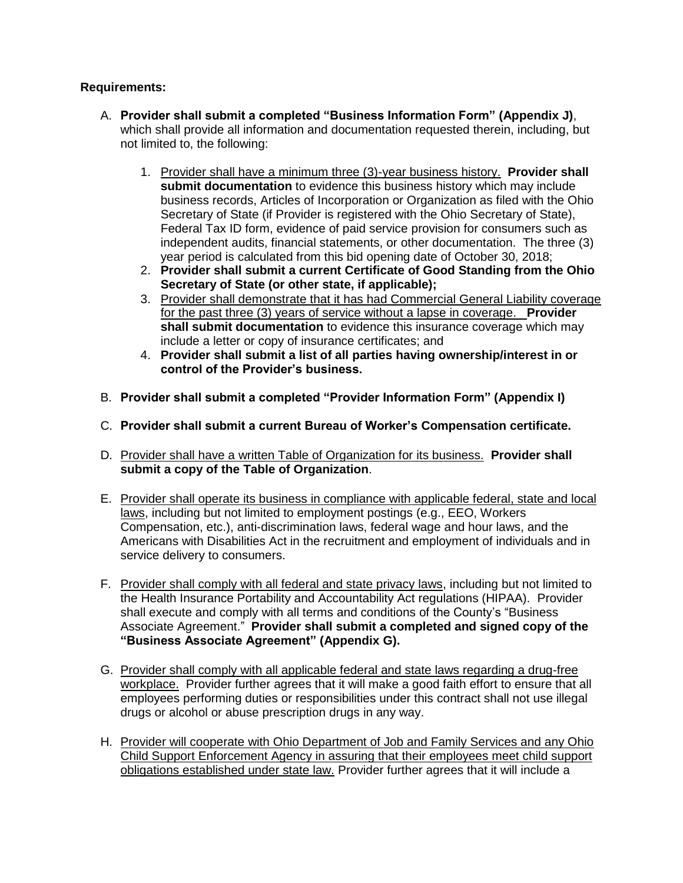**Requirements:**

A. **Provider shall submit a completed "Business Information Form" (Appendix J)**, which shall provide all information and documentation requested therein, including, but not limited to, the following:

   1. Provider shall have a minimum three (3)-year business history. **Provider shall submit documentation** to evidence this business history which may include business records, Articles of Incorporation or Organization as filed with the Ohio Secretary of State (if Provider is registered with the Ohio Secretary of State), Federal Tax ID form, evidence of paid service provision for consumers such as independent audits, financial statements, or other documentation. The three (3) year period is calculated from this bid opening date of October 30, 2018;
   2. **Provider shall submit a current Certificate of Good Standing from the Ohio Secretary of State (or other state, if applicable);**
   3. Provider shall demonstrate that it has had Commercial General Liability coverage for the past three (3) years of service without a lapse in coverage. **Provider shall submit documentation** to evidence this insurance coverage which may include a letter or copy of insurance certificates; and
   4. **Provider shall submit a list of all parties having ownership/interest in or control of the Provider's business.**

B. **Provider shall submit a completed "Provider Information Form" (Appendix I)**

C. **Provider shall submit a current Bureau of Worker's Compensation certificate.**

D. Provider shall have a written Table of Organization for its business. **Provider shall submit a copy of the Table of Organization**.

E. Provider shall operate its business in compliance with applicable federal, state and local laws, including but not limited to employment postings (e.g., EEO, Workers Compensation, etc.), anti-discrimination laws, federal wage and hour laws, and the Americans with Disabilities Act in the recruitment and employment of individuals and in service delivery to consumers.

F. Provider shall comply with all federal and state privacy laws, including but not limited to the Health Insurance Portability and Accountability Act regulations (HIPAA). Provider shall execute and comply with all terms and conditions of the County's "Business Associate Agreement." **Provider shall submit a completed and signed copy of the "Business Associate Agreement" (Appendix G).**

G. Provider shall comply with all applicable federal and state laws regarding a drug-free workplace. Provider further agrees that it will make a good faith effort to ensure that all employees performing duties or responsibilities under this contract shall not use illegal drugs or alcohol or abuse prescription drugs in any way.

H. Provider will cooperate with Ohio Department of Job and Family Services and any Ohio Child Support Enforcement Agency in assuring that their employees meet child support obligations established under state law. Provider further agrees that it will include a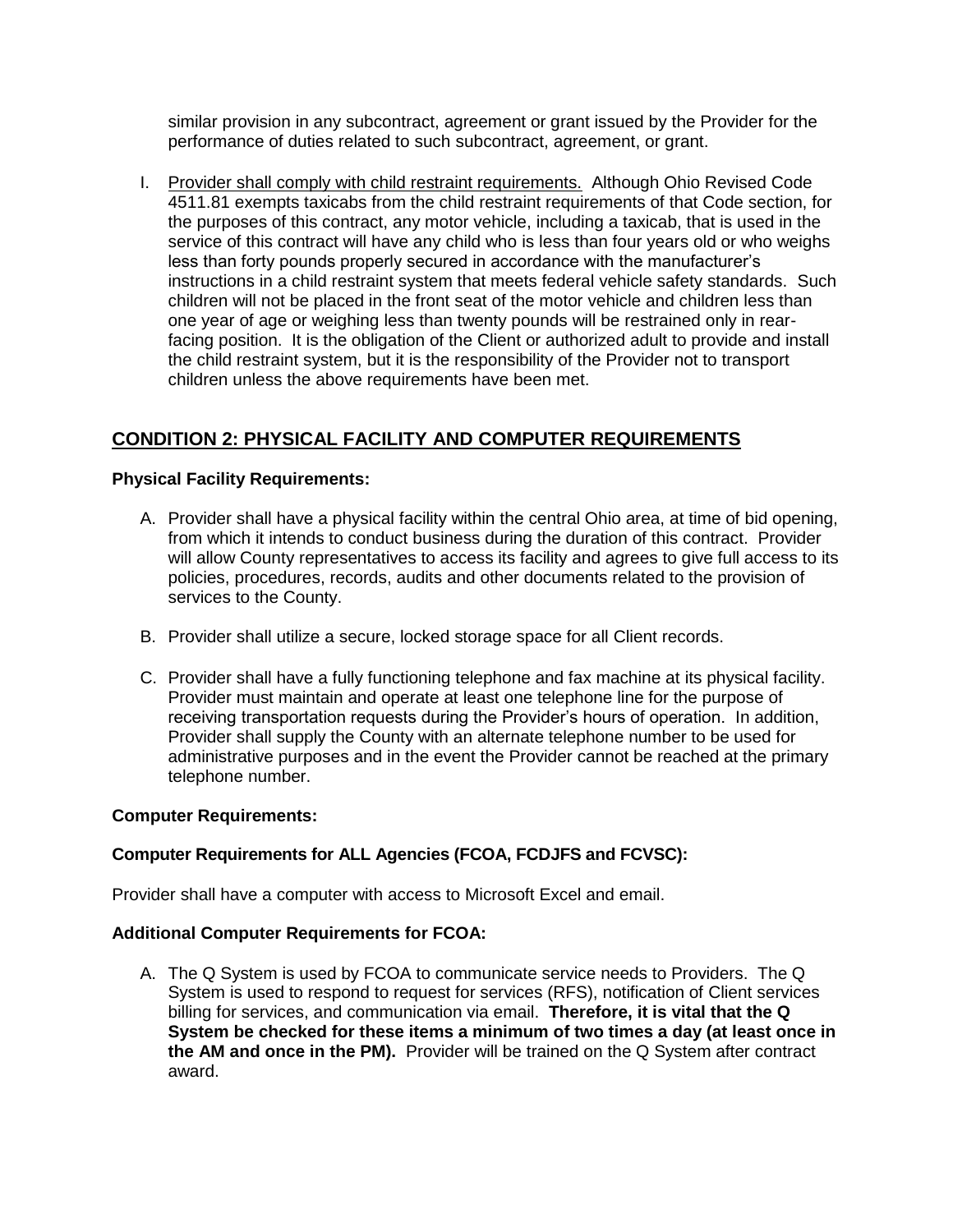similar provision in any subcontract, agreement or grant issued by the Provider for the performance of duties related to such subcontract, agreement, or grant.

I. Provider shall comply with child restraint requirements. Although Ohio Revised Code 4511.81 exempts taxicabs from the child restraint requirements of that Code section, for the purposes of this contract, any motor vehicle, including a taxicab, that is used in the service of this contract will have any child who is less than four years old or who weighs less than forty pounds properly secured in accordance with the manufacturer's instructions in a child restraint system that meets federal vehicle safety standards. Such children will not be placed in the front seat of the motor vehicle and children less than one year of age or weighing less than twenty pounds will be restrained only in rear-facing position. It is the obligation of the Client or authorized adult to provide and install the child restraint system, but it is the responsibility of the Provider not to transport children unless the above requirements have been met.

## CONDITION 2: PHYSICAL FACILITY AND COMPUTER REQUIREMENTS

**Physical Facility Requirements:**

A. Provider shall have a physical facility within the central Ohio area, at time of bid opening, from which it intends to conduct business during the duration of this contract. Provider will allow County representatives to access its facility and agrees to give full access to its policies, procedures, records, audits and other documents related to the provision of services to the County.

B. Provider shall utilize a secure, locked storage space for all Client records.

C. Provider shall have a fully functioning telephone and fax machine at its physical facility. Provider must maintain and operate at least one telephone line for the purpose of receiving transportation requests during the Provider's hours of operation. In addition, Provider shall supply the County with an alternate telephone number to be used for administrative purposes and in the event the Provider cannot be reached at the primary telephone number.

**Computer Requirements:**

**Computer Requirements for ALL Agencies (FCOA, FCDJFS and FCVSC):**

Provider shall have a computer with access to Microsoft Excel and email.

**Additional Computer Requirements for FCOA:**

A. The Q System is used by FCOA to communicate service needs to Providers. The Q System is used to respond to request for services (RFS), notification of Client services billing for services, and communication via email. **Therefore, it is vital that the Q System be checked for these items a minimum of two times a day (at least once in the AM and once in the PM).** Provider will be trained on the Q System after contract award.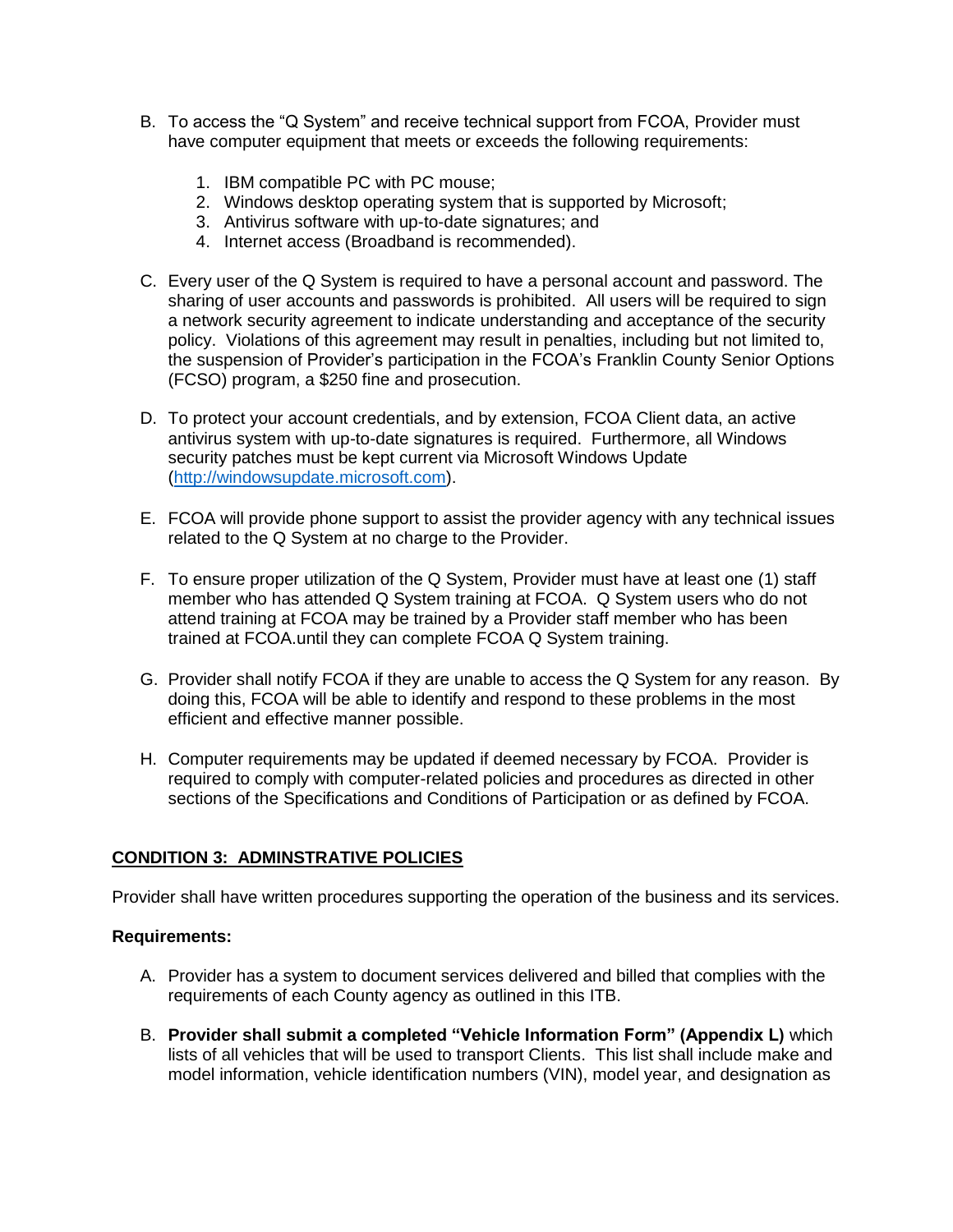B. To access the "Q System" and receive technical support from FCOA, Provider must have computer equipment that meets or exceeds the following requirements:

   1. IBM compatible PC with PC mouse;
   2. Windows desktop operating system that is supported by Microsoft;
   3. Antivirus software with up-to-date signatures; and
   4. Internet access (Broadband is recommended).

C. Every user of the Q System is required to have a personal account and password. The sharing of user accounts and passwords is prohibited. All users will be required to sign a network security agreement to indicate understanding and acceptance of the security policy. Violations of this agreement may result in penalties, including but not limited to, the suspension of Provider's participation in the FCOA's Franklin County Senior Options (FCSO) program, a $250 fine and prosecution.

D. To protect your account credentials, and by extension, FCOA Client data, an active antivirus system with up-to-date signatures is required. Furthermore, all Windows security patches must be kept current via Microsoft Windows Update (http://windowsupdate.microsoft.com).

E. FCOA will provide phone support to assist the provider agency with any technical issues related to the Q System at no charge to the Provider.

F. To ensure proper utilization of the Q System, Provider must have at least one (1) staff member who has attended Q System training at FCOA. Q System users who do not attend training at FCOA may be trained by a Provider staff member who has been trained at FCOA.until they can complete FCOA Q System training.

G. Provider shall notify FCOA if they are unable to access the Q System for any reason. By doing this, FCOA will be able to identify and respond to these problems in the most efficient and effective manner possible.

H. Computer requirements may be updated if deemed necessary by FCOA. Provider is required to comply with computer-related policies and procedures as directed in other sections of the Specifications and Conditions of Participation or as defined by FCOA.

## CONDITION 3: ADMINSTRATIVE POLICIES

Provider shall have written procedures supporting the operation of the business and its services.

**Requirements:**

A. Provider has a system to document services delivered and billed that complies with the requirements of each County agency as outlined in this ITB.

B. **Provider shall submit a completed "Vehicle Information Form" (Appendix L)** which lists of all vehicles that will be used to transport Clients. This list shall include make and model information, vehicle identification numbers (VIN), model year, and designation as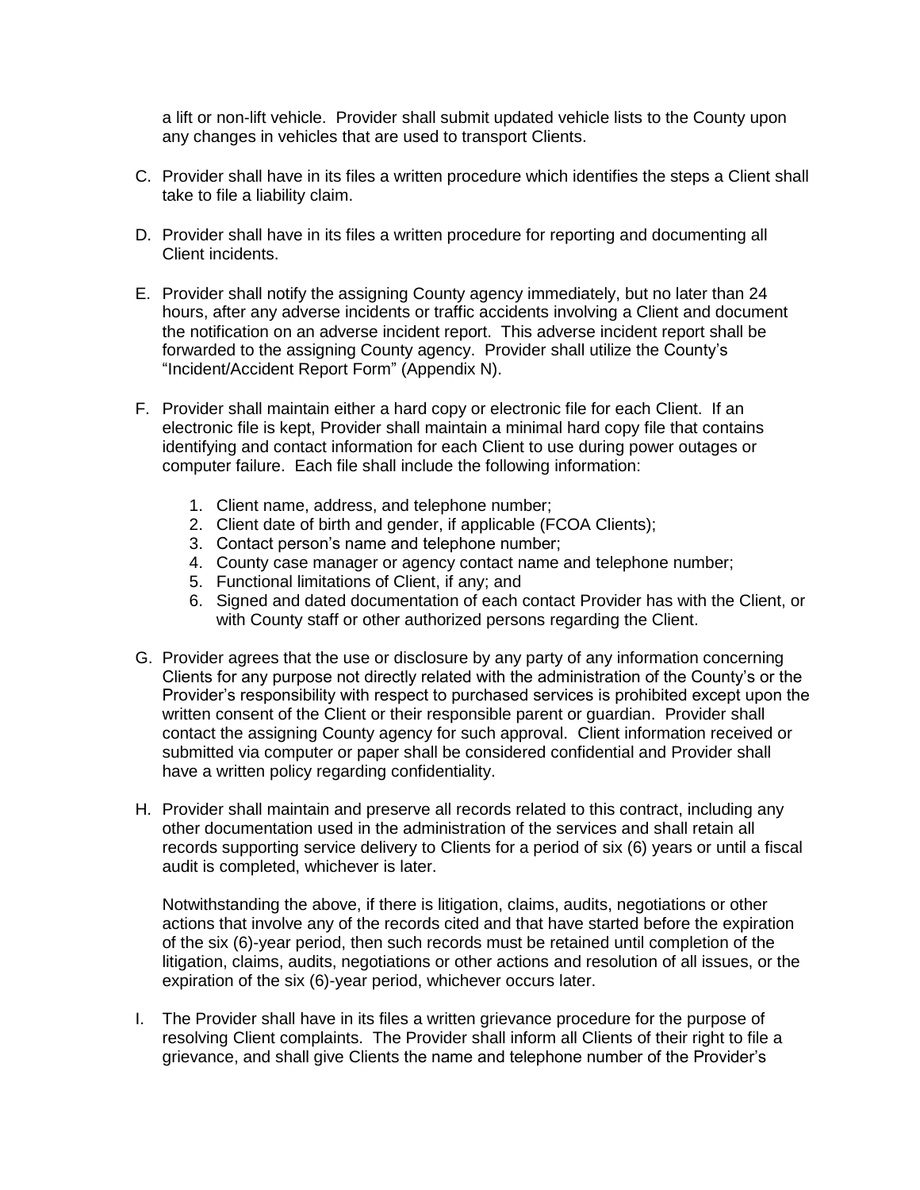a lift or non-lift vehicle. Provider shall submit updated vehicle lists to the County upon any changes in vehicles that are used to transport Clients.

C. Provider shall have in its files a written procedure which identifies the steps a Client shall take to file a liability claim.

D. Provider shall have in its files a written procedure for reporting and documenting all Client incidents.

E. Provider shall notify the assigning County agency immediately, but no later than 24 hours, after any adverse incidents or traffic accidents involving a Client and document the notification on an adverse incident report. This adverse incident report shall be forwarded to the assigning County agency. Provider shall utilize the County's "Incident/Accident Report Form" (Appendix N).

F. Provider shall maintain either a hard copy or electronic file for each Client. If an electronic file is kept, Provider shall maintain a minimal hard copy file that contains identifying and contact information for each Client to use during power outages or computer failure. Each file shall include the following information:

   1. Client name, address, and telephone number;
   2. Client date of birth and gender, if applicable (FCOA Clients);
   3. Contact person's name and telephone number;
   4. County case manager or agency contact name and telephone number;
   5. Functional limitations of Client, if any; and
   6. Signed and dated documentation of each contact Provider has with the Client, or with County staff or other authorized persons regarding the Client.

G. Provider agrees that the use or disclosure by any party of any information concerning Clients for any purpose not directly related with the administration of the County's or the Provider's responsibility with respect to purchased services is prohibited except upon the written consent of the Client or their responsible parent or guardian. Provider shall contact the assigning County agency for such approval. Client information received or submitted via computer or paper shall be considered confidential and Provider shall have a written policy regarding confidentiality.

H. Provider shall maintain and preserve all records related to this contract, including any other documentation used in the administration of the services and shall retain all records supporting service delivery to Clients for a period of six (6) years or until a fiscal audit is completed, whichever is later.

   Notwithstanding the above, if there is litigation, claims, audits, negotiations or other actions that involve any of the records cited and that have started before the expiration of the six (6)-year period, then such records must be retained until completion of the litigation, claims, audits, negotiations or other actions and resolution of all issues, or the expiration of the six (6)-year period, whichever occurs later.

I. The Provider shall have in its files a written grievance procedure for the purpose of resolving Client complaints. The Provider shall inform all Clients of their right to file a grievance, and shall give Clients the name and telephone number of the Provider's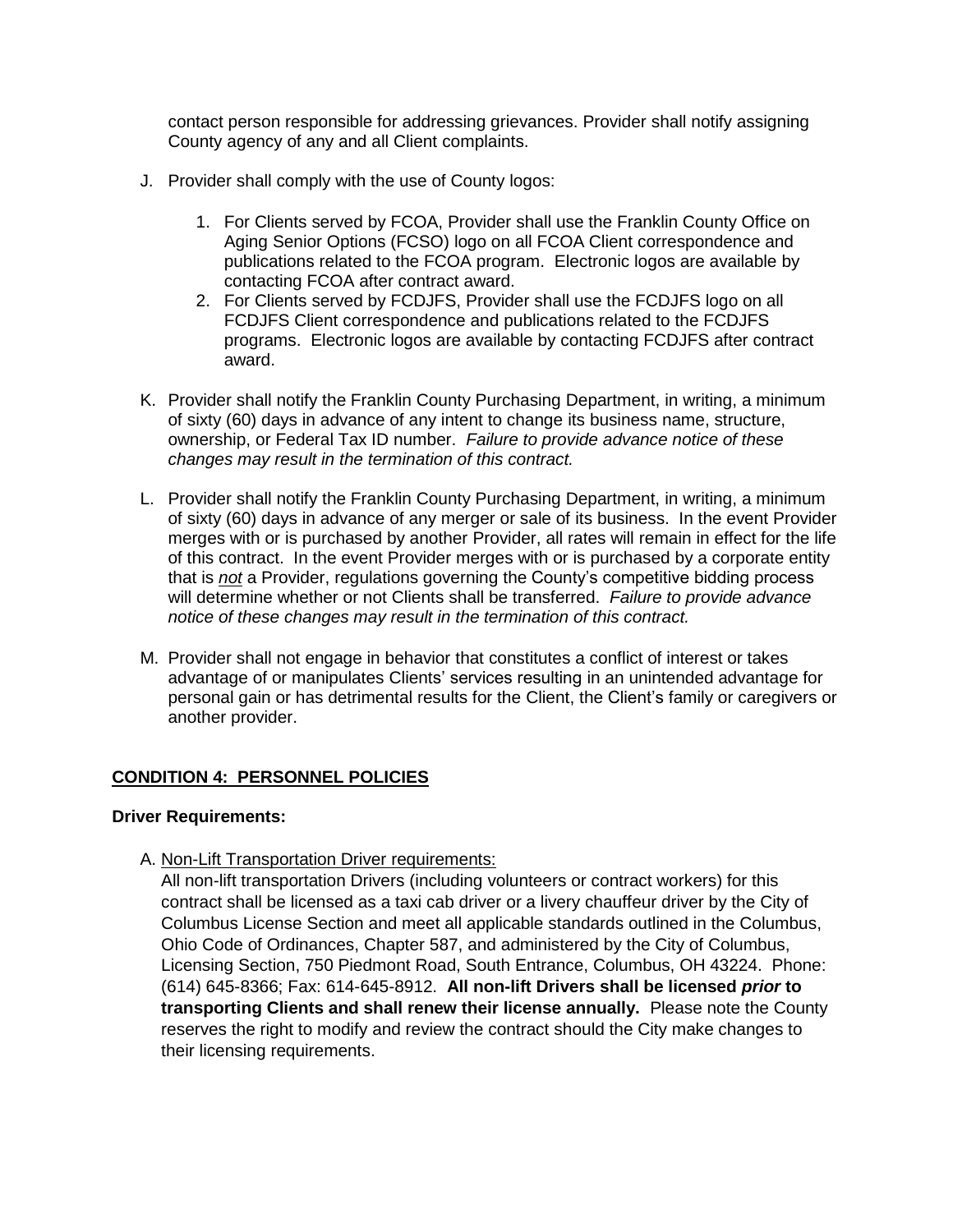contact person responsible for addressing grievances. Provider shall notify assigning County agency of any and all Client complaints.

J. Provider shall comply with the use of County logos:

   1. For Clients served by FCOA, Provider shall use the Franklin County Office on Aging Senior Options (FCSO) logo on all FCOA Client correspondence and publications related to the FCOA program. Electronic logos are available by contacting FCOA after contract award.
   2. For Clients served by FCDJFS, Provider shall use the FCDJFS logo on all FCDJFS Client correspondence and publications related to the FCDJFS programs. Electronic logos are available by contacting FCDJFS after contract award.

K. Provider shall notify the Franklin County Purchasing Department, in writing, a minimum of sixty (60) days in advance of any intent to change its business name, structure, ownership, or Federal Tax ID number. *Failure to provide advance notice of these changes may result in the termination of this contract.*

L. Provider shall notify the Franklin County Purchasing Department, in writing, a minimum of sixty (60) days in advance of any merger or sale of its business. In the event Provider merges with or is purchased by another Provider, all rates will remain in effect for the life of this contract. In the event Provider merges with or is purchased by a corporate entity that is <u>*not*</u> a Provider, regulations governing the County's competitive bidding process will determine whether or not Clients shall be transferred. *Failure to provide advance notice of these changes may result in the termination of this contract.*

M. Provider shall not engage in behavior that constitutes a conflict of interest or takes advantage of or manipulates Clients' services resulting in an unintended advantage for personal gain or has detrimental results for the Client, the Client's family or caregivers or another provider.

## <u>CONDITION 4: PERSONNEL POLICIES</u>

**Driver Requirements:**

A. <u>Non-Lift Transportation Driver requirements:</u>
All non-lift transportation Drivers (including volunteers or contract workers) for this contract shall be licensed as a taxi cab driver or a livery chauffeur driver by the City of Columbus License Section and meet all applicable standards outlined in the Columbus, Ohio Code of Ordinances, Chapter 587, and administered by the City of Columbus, Licensing Section, 750 Piedmont Road, South Entrance, Columbus, OH 43224. Phone: (614) 645-8366; Fax: 614-645-8912. **All non-lift Drivers shall be licensed *prior* to transporting Clients and shall renew their license annually.** Please note the County reserves the right to modify and review the contract should the City make changes to their licensing requirements.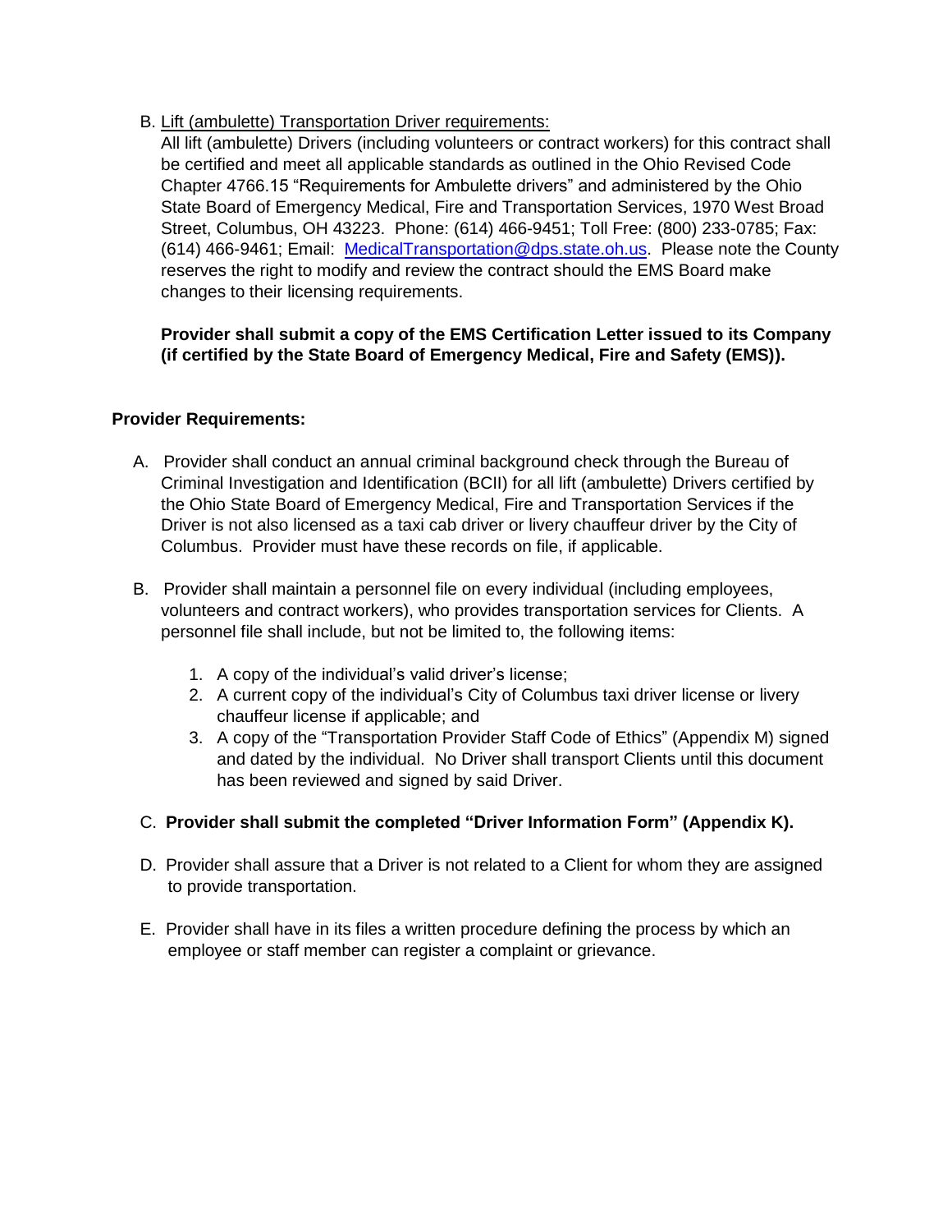B. Lift (ambulette) Transportation Driver requirements:

All lift (ambulette) Drivers (including volunteers or contract workers) for this contract shall be certified and meet all applicable standards as outlined in the Ohio Revised Code Chapter 4766.15 "Requirements for Ambulette drivers" and administered by the Ohio State Board of Emergency Medical, Fire and Transportation Services, 1970 West Broad Street, Columbus, OH 43223. Phone: (614) 466-9451; Toll Free: (800) 233-0785; Fax: (614) 466-9461; Email: MedicalTransportation@dps.state.oh.us. Please note the County reserves the right to modify and review the contract should the EMS Board make changes to their licensing requirements.

**Provider shall submit a copy of the EMS Certification Letter issued to its Company (if certified by the State Board of Emergency Medical, Fire and Safety (EMS)).**

**Provider Requirements:**

A. Provider shall conduct an annual criminal background check through the Bureau of Criminal Investigation and Identification (BCII) for all lift (ambulette) Drivers certified by the Ohio State Board of Emergency Medical, Fire and Transportation Services if the Driver is not also licensed as a taxi cab driver or livery chauffeur driver by the City of Columbus. Provider must have these records on file, if applicable.

B. Provider shall maintain a personnel file on every individual (including employees, volunteers and contract workers), who provides transportation services for Clients. A personnel file shall include, but not be limited to, the following items:

1. A copy of the individual's valid driver's license;
2. A current copy of the individual's City of Columbus taxi driver license or livery chauffeur license if applicable; and
3. A copy of the "Transportation Provider Staff Code of Ethics" (Appendix M) signed and dated by the individual. No Driver shall transport Clients until this document has been reviewed and signed by said Driver.

C. **Provider shall submit the completed "Driver Information Form" (Appendix K).**

D. Provider shall assure that a Driver is not related to a Client for whom they are assigned to provide transportation.

E. Provider shall have in its files a written procedure defining the process by which an employee or staff member can register a complaint or grievance.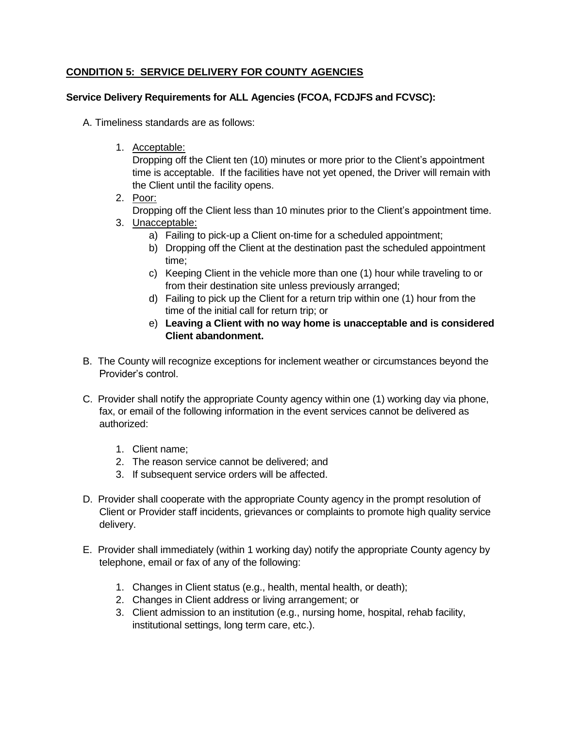## **CONDITION 5: SERVICE DELIVERY FOR COUNTY AGENCIES**

### **Service Delivery Requirements for ALL Agencies (FCOA, FCDJFS and FCVSC):**

A. Timeliness standards are as follows:

1. Acceptable:
   Dropping off the Client ten (10) minutes or more prior to the Client's appointment time is acceptable. If the facilities have not yet opened, the Driver will remain with the Client until the facility opens.
2. Poor:
   Dropping off the Client less than 10 minutes prior to the Client's appointment time.
3. Unacceptable:
   a) Failing to pick-up a Client on-time for a scheduled appointment;
   b) Dropping off the Client at the destination past the scheduled appointment time;
   c) Keeping Client in the vehicle more than one (1) hour while traveling to or from their destination site unless previously arranged;
   d) Failing to pick up the Client for a return trip within one (1) hour from the time of the initial call for return trip; or
   e) **Leaving a Client with no way home is unacceptable and is considered Client abandonment.**

B. The County will recognize exceptions for inclement weather or circumstances beyond the Provider's control.

C. Provider shall notify the appropriate County agency within one (1) working day via phone, fax, or email of the following information in the event services cannot be delivered as authorized:

1. Client name;
2. The reason service cannot be delivered; and
3. If subsequent service orders will be affected.

D. Provider shall cooperate with the appropriate County agency in the prompt resolution of Client or Provider staff incidents, grievances or complaints to promote high quality service delivery.

E. Provider shall immediately (within 1 working day) notify the appropriate County agency by telephone, email or fax of any of the following:

1. Changes in Client status (e.g., health, mental health, or death);
2. Changes in Client address or living arrangement; or
3. Client admission to an institution (e.g., nursing home, hospital, rehab facility, institutional settings, long term care, etc.).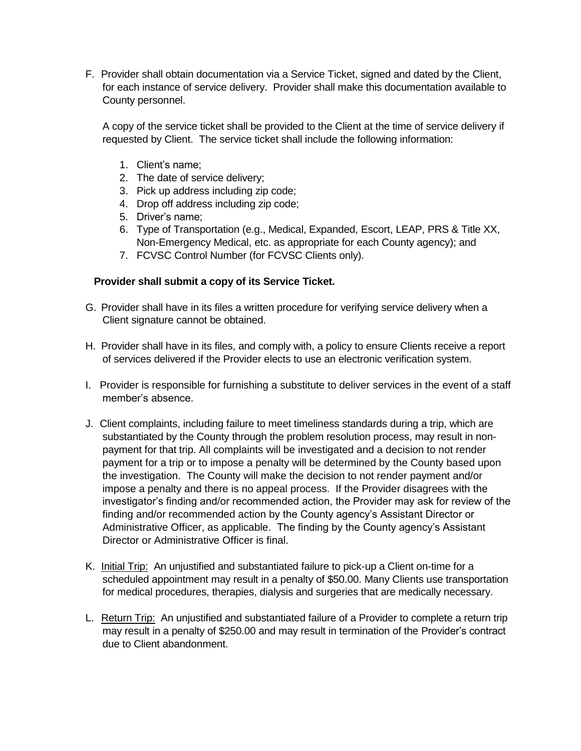F. Provider shall obtain documentation via a Service Ticket, signed and dated by the Client, for each instance of service delivery. Provider shall make this documentation available to County personnel.

A copy of the service ticket shall be provided to the Client at the time of service delivery if requested by Client. The service ticket shall include the following information:

1. Client's name;
2. The date of service delivery;
3. Pick up address including zip code;
4. Drop off address including zip code;
5. Driver's name;
6. Type of Transportation (e.g., Medical, Expanded, Escort, LEAP, PRS & Title XX, Non-Emergency Medical, etc. as appropriate for each County agency); and
7. FCVSC Control Number (for FCVSC Clients only).

**Provider shall submit a copy of its Service Ticket.**

G. Provider shall have in its files a written procedure for verifying service delivery when a Client signature cannot be obtained.

H. Provider shall have in its files, and comply with, a policy to ensure Clients receive a report of services delivered if the Provider elects to use an electronic verification system.

I. Provider is responsible for furnishing a substitute to deliver services in the event of a staff member's absence.

J. Client complaints, including failure to meet timeliness standards during a trip, which are substantiated by the County through the problem resolution process, may result in non-payment for that trip. All complaints will be investigated and a decision to not render payment for a trip or to impose a penalty will be determined by the County based upon the investigation. The County will make the decision to not render payment and/or impose a penalty and there is no appeal process. If the Provider disagrees with the investigator's finding and/or recommended action, the Provider may ask for review of the finding and/or recommended action by the County agency's Assistant Director or Administrative Officer, as applicable. The finding by the County agency's Assistant Director or Administrative Officer is final.

K. Initial Trip: An unjustified and substantiated failure to pick-up a Client on-time for a scheduled appointment may result in a penalty of $50.00. Many Clients use transportation for medical procedures, therapies, dialysis and surgeries that are medically necessary.

L. Return Trip: An unjustified and substantiated failure of a Provider to complete a return trip may result in a penalty of $250.00 and may result in termination of the Provider's contract due to Client abandonment.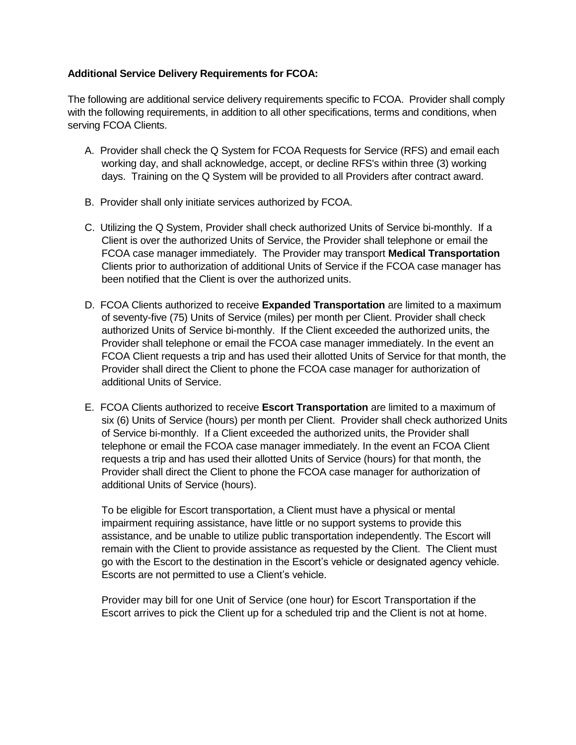**Additional Service Delivery Requirements for FCOA:**

The following are additional service delivery requirements specific to FCOA. Provider shall comply with the following requirements, in addition to all other specifications, terms and conditions, when serving FCOA Clients.

A. Provider shall check the Q System for FCOA Requests for Service (RFS) and email each working day, and shall acknowledge, accept, or decline RFS's within three (3) working days. Training on the Q System will be provided to all Providers after contract award.

B. Provider shall only initiate services authorized by FCOA.

C. Utilizing the Q System, Provider shall check authorized Units of Service bi-monthly. If a Client is over the authorized Units of Service, the Provider shall telephone or email the FCOA case manager immediately. The Provider may transport **Medical Transportation** Clients prior to authorization of additional Units of Service if the FCOA case manager has been notified that the Client is over the authorized units.

D. FCOA Clients authorized to receive **Expanded Transportation** are limited to a maximum of seventy-five (75) Units of Service (miles) per month per Client. Provider shall check authorized Units of Service bi-monthly. If the Client exceeded the authorized units, the Provider shall telephone or email the FCOA case manager immediately. In the event an FCOA Client requests a trip and has used their allotted Units of Service for that month, the Provider shall direct the Client to phone the FCOA case manager for authorization of additional Units of Service.

E. FCOA Clients authorized to receive **Escort Transportation** are limited to a maximum of six (6) Units of Service (hours) per month per Client. Provider shall check authorized Units of Service bi-monthly. If a Client exceeded the authorized units, the Provider shall telephone or email the FCOA case manager immediately. In the event an FCOA Client requests a trip and has used their allotted Units of Service (hours) for that month, the Provider shall direct the Client to phone the FCOA case manager for authorization of additional Units of Service (hours).

   To be eligible for Escort transportation, a Client must have a physical or mental impairment requiring assistance, have little or no support systems to provide this assistance, and be unable to utilize public transportation independently. The Escort will remain with the Client to provide assistance as requested by the Client. The Client must go with the Escort to the destination in the Escort's vehicle or designated agency vehicle. Escorts are not permitted to use a Client's vehicle.

   Provider may bill for one Unit of Service (one hour) for Escort Transportation if the Escort arrives to pick the Client up for a scheduled trip and the Client is not at home.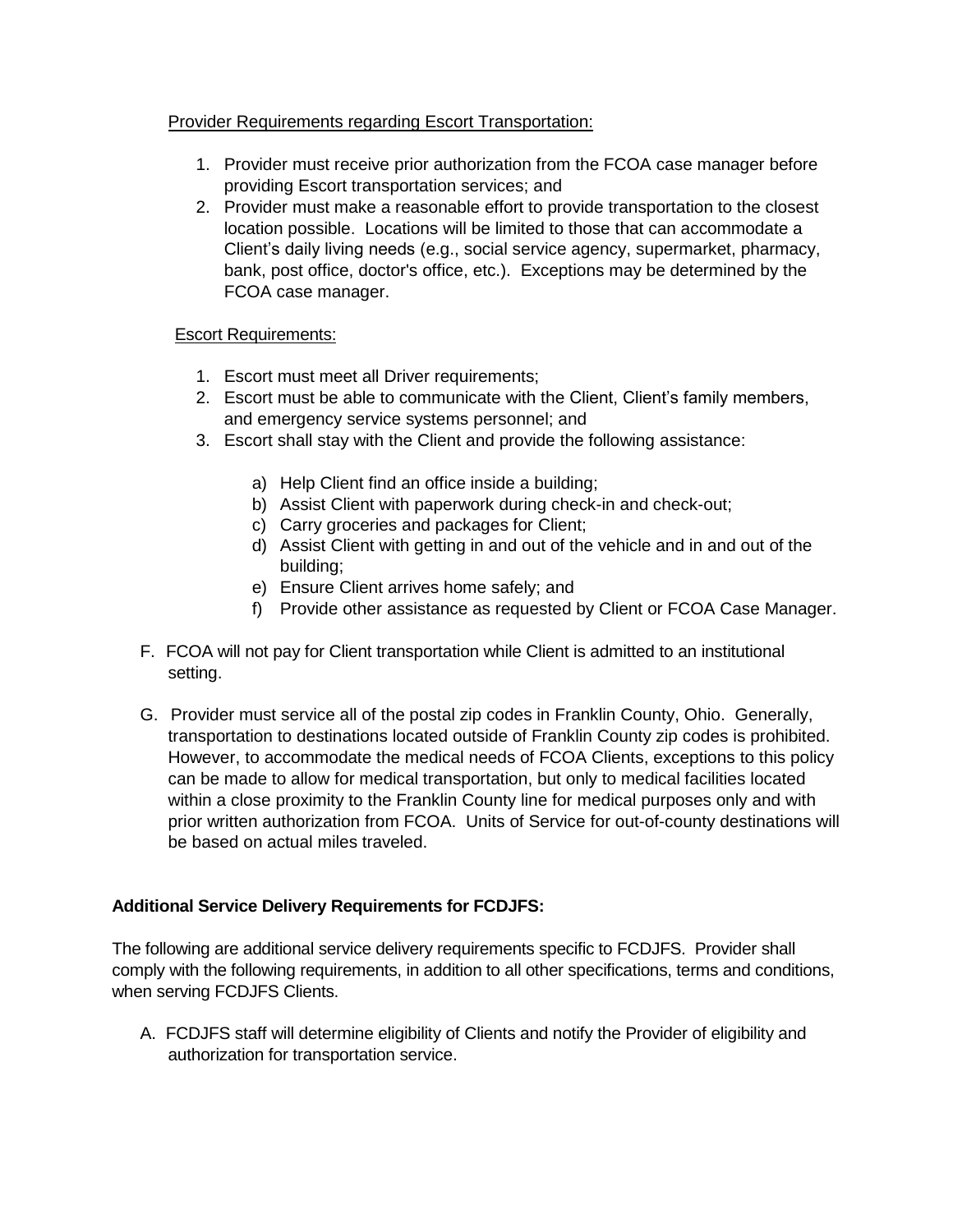Provider Requirements regarding Escort Transportation:

1. Provider must receive prior authorization from the FCOA case manager before providing Escort transportation services; and
2. Provider must make a reasonable effort to provide transportation to the closest location possible. Locations will be limited to those that can accommodate a Client's daily living needs (e.g., social service agency, supermarket, pharmacy, bank, post office, doctor's office, etc.). Exceptions may be determined by the FCOA case manager.

Escort Requirements:

1. Escort must meet all Driver requirements;
2. Escort must be able to communicate with the Client, Client's family members, and emergency service systems personnel; and
3. Escort shall stay with the Client and provide the following assistance:
   a) Help Client find an office inside a building;
   b) Assist Client with paperwork during check-in and check-out;
   c) Carry groceries and packages for Client;
   d) Assist Client with getting in and out of the vehicle and in and out of the building;
   e) Ensure Client arrives home safely; and
   f) Provide other assistance as requested by Client or FCOA Case Manager.

F. FCOA will not pay for Client transportation while Client is admitted to an institutional setting.

G. Provider must service all of the postal zip codes in Franklin County, Ohio. Generally, transportation to destinations located outside of Franklin County zip codes is prohibited. However, to accommodate the medical needs of FCOA Clients, exceptions to this policy can be made to allow for medical transportation, but only to medical facilities located within a close proximity to the Franklin County line for medical purposes only and with prior written authorization from FCOA. Units of Service for out-of-county destinations will be based on actual miles traveled.

**Additional Service Delivery Requirements for FCDJFS:**

The following are additional service delivery requirements specific to FCDJFS. Provider shall comply with the following requirements, in addition to all other specifications, terms and conditions, when serving FCDJFS Clients.

A. FCDJFS staff will determine eligibility of Clients and notify the Provider of eligibility and authorization for transportation service.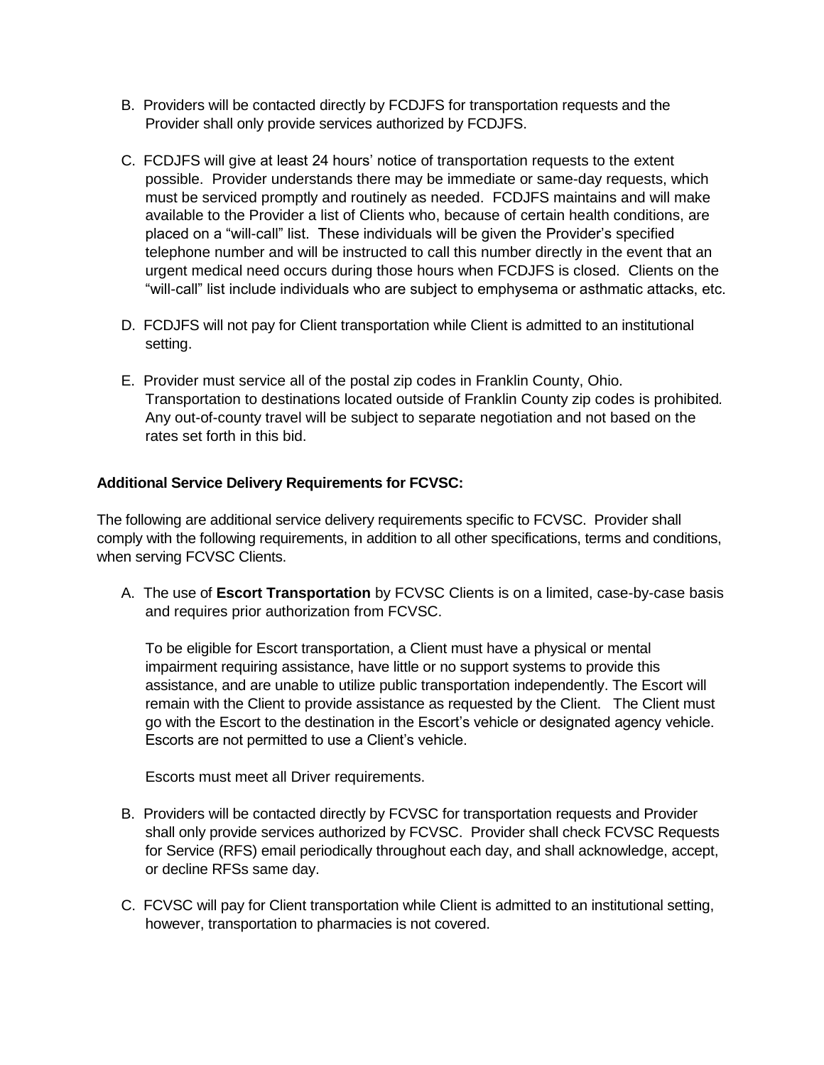B. Providers will be contacted directly by FCDJFS for transportation requests and the Provider shall only provide services authorized by FCDJFS.

C. FCDJFS will give at least 24 hours' notice of transportation requests to the extent possible. Provider understands there may be immediate or same-day requests, which must be serviced promptly and routinely as needed. FCDJFS maintains and will make available to the Provider a list of Clients who, because of certain health conditions, are placed on a "will-call" list. These individuals will be given the Provider's specified telephone number and will be instructed to call this number directly in the event that an urgent medical need occurs during those hours when FCDJFS is closed. Clients on the "will-call" list include individuals who are subject to emphysema or asthmatic attacks, etc.

D. FCDJFS will not pay for Client transportation while Client is admitted to an institutional setting.

E. Provider must service all of the postal zip codes in Franklin County, Ohio. Transportation to destinations located outside of Franklin County zip codes is prohibited. Any out-of-county travel will be subject to separate negotiation and not based on the rates set forth in this bid.

**Additional Service Delivery Requirements for FCVSC:**

The following are additional service delivery requirements specific to FCVSC. Provider shall comply with the following requirements, in addition to all other specifications, terms and conditions, when serving FCVSC Clients.

A. The use of **Escort Transportation** by FCVSC Clients is on a limited, case-by-case basis and requires prior authorization from FCVSC.

   To be eligible for Escort transportation, a Client must have a physical or mental impairment requiring assistance, have little or no support systems to provide this assistance, and are unable to utilize public transportation independently. The Escort will remain with the Client to provide assistance as requested by the Client. The Client must go with the Escort to the destination in the Escort's vehicle or designated agency vehicle. Escorts are not permitted to use a Client's vehicle.

   Escorts must meet all Driver requirements.

B. Providers will be contacted directly by FCVSC for transportation requests and Provider shall only provide services authorized by FCVSC. Provider shall check FCVSC Requests for Service (RFS) email periodically throughout each day, and shall acknowledge, accept, or decline RFSs same day.

C. FCVSC will pay for Client transportation while Client is admitted to an institutional setting, however, transportation to pharmacies is not covered.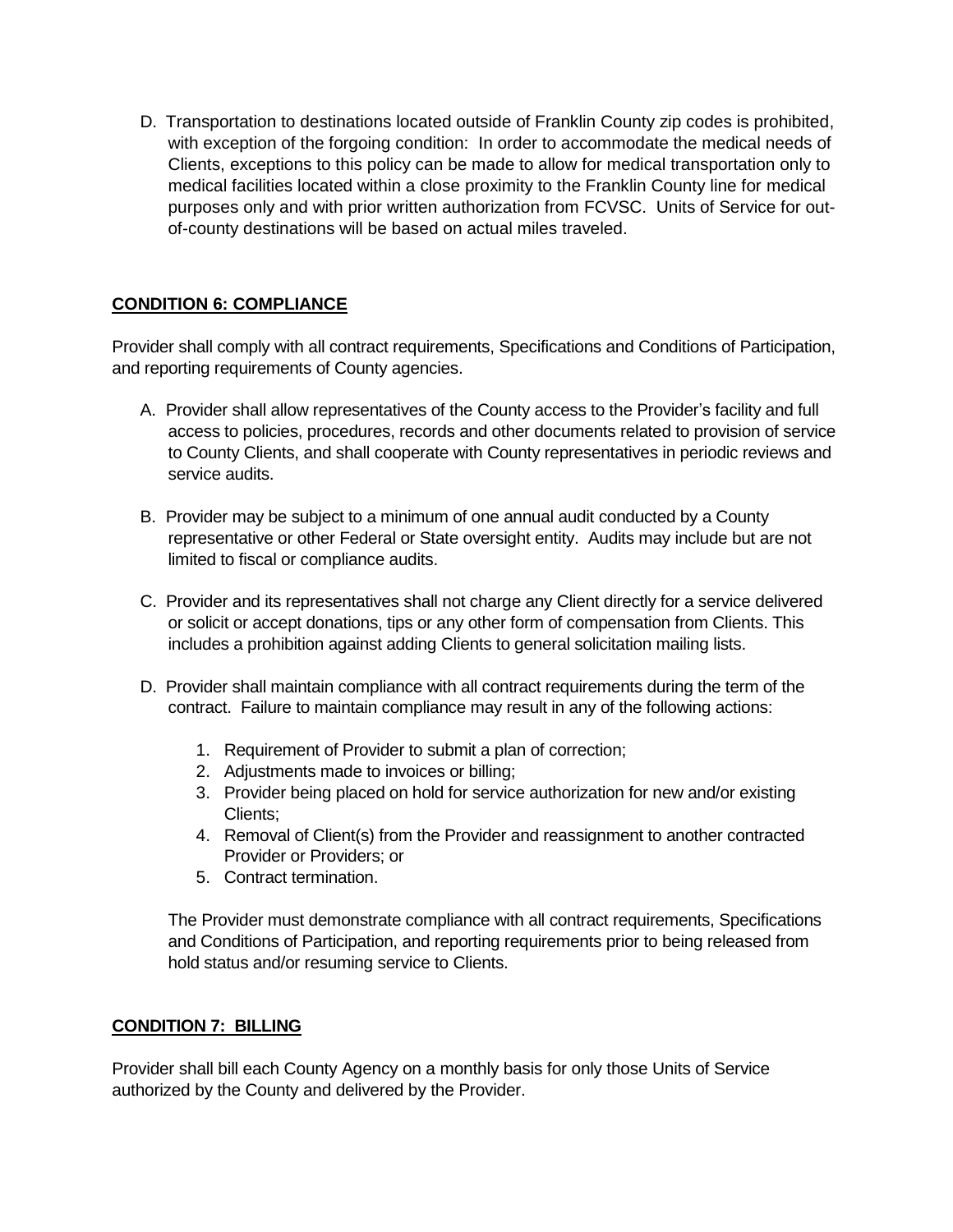D. Transportation to destinations located outside of Franklin County zip codes is prohibited, with exception of the forgoing condition: In order to accommodate the medical needs of Clients, exceptions to this policy can be made to allow for medical transportation only to medical facilities located within a close proximity to the Franklin County line for medical purposes only and with prior written authorization from FCVSC. Units of Service for out-of-county destinations will be based on actual miles traveled.

**CONDITION 6: COMPLIANCE**

Provider shall comply with all contract requirements, Specifications and Conditions of Participation, and reporting requirements of County agencies.

A. Provider shall allow representatives of the County access to the Provider's facility and full access to policies, procedures, records and other documents related to provision of service to County Clients, and shall cooperate with County representatives in periodic reviews and service audits.

B. Provider may be subject to a minimum of one annual audit conducted by a County representative or other Federal or State oversight entity. Audits may include but are not limited to fiscal or compliance audits.

C. Provider and its representatives shall not charge any Client directly for a service delivered or solicit or accept donations, tips or any other form of compensation from Clients. This includes a prohibition against adding Clients to general solicitation mailing lists.

D. Provider shall maintain compliance with all contract requirements during the term of the contract. Failure to maintain compliance may result in any of the following actions:

1. Requirement of Provider to submit a plan of correction;
2. Adjustments made to invoices or billing;
3. Provider being placed on hold for service authorization for new and/or existing Clients;
4. Removal of Client(s) from the Provider and reassignment to another contracted Provider or Providers; or
5. Contract termination.

The Provider must demonstrate compliance with all contract requirements, Specifications and Conditions of Participation, and reporting requirements prior to being released from hold status and/or resuming service to Clients.

**CONDITION 7: BILLING**

Provider shall bill each County Agency on a monthly basis for only those Units of Service authorized by the County and delivered by the Provider.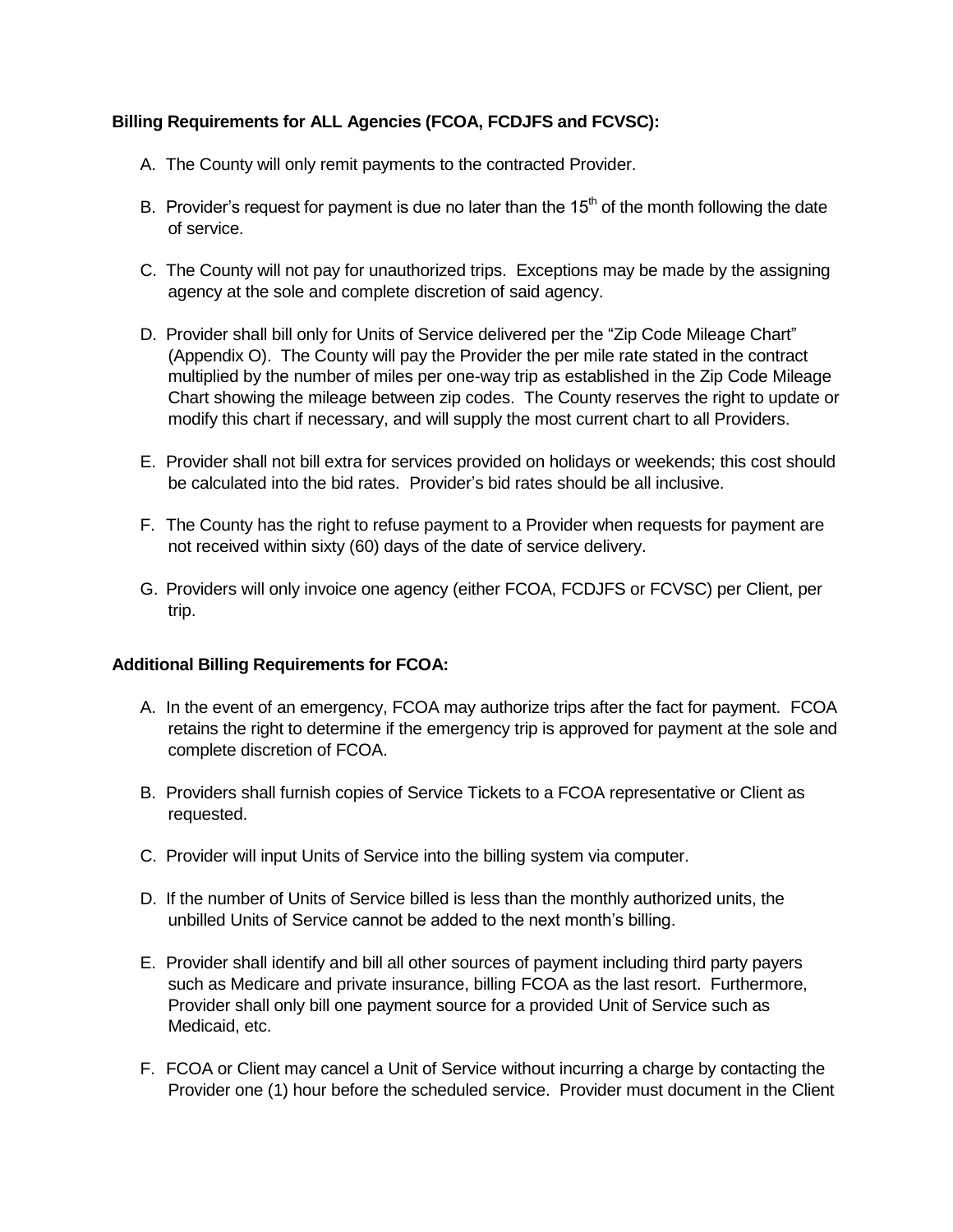**Billing Requirements for ALL Agencies (FCOA, FCDJFS and FCVSC):**

A. The County will only remit payments to the contracted Provider.

B. Provider's request for payment is due no later than the 15th of the month following the date of service.

C. The County will not pay for unauthorized trips. Exceptions may be made by the assigning agency at the sole and complete discretion of said agency.

D. Provider shall bill only for Units of Service delivered per the "Zip Code Mileage Chart" (Appendix O). The County will pay the Provider the per mile rate stated in the contract multiplied by the number of miles per one-way trip as established in the Zip Code Mileage Chart showing the mileage between zip codes. The County reserves the right to update or modify this chart if necessary, and will supply the most current chart to all Providers.

E. Provider shall not bill extra for services provided on holidays or weekends; this cost should be calculated into the bid rates. Provider's bid rates should be all inclusive.

F. The County has the right to refuse payment to a Provider when requests for payment are not received within sixty (60) days of the date of service delivery.

G. Providers will only invoice one agency (either FCOA, FCDJFS or FCVSC) per Client, per trip.

**Additional Billing Requirements for FCOA:**

A. In the event of an emergency, FCOA may authorize trips after the fact for payment. FCOA retains the right to determine if the emergency trip is approved for payment at the sole and complete discretion of FCOA.

B. Providers shall furnish copies of Service Tickets to a FCOA representative or Client as requested.

C. Provider will input Units of Service into the billing system via computer.

D. If the number of Units of Service billed is less than the monthly authorized units, the unbilled Units of Service cannot be added to the next month's billing.

E. Provider shall identify and bill all other sources of payment including third party payers such as Medicare and private insurance, billing FCOA as the last resort. Furthermore, Provider shall only bill one payment source for a provided Unit of Service such as Medicaid, etc.

F. FCOA or Client may cancel a Unit of Service without incurring a charge by contacting the Provider one (1) hour before the scheduled service. Provider must document in the Client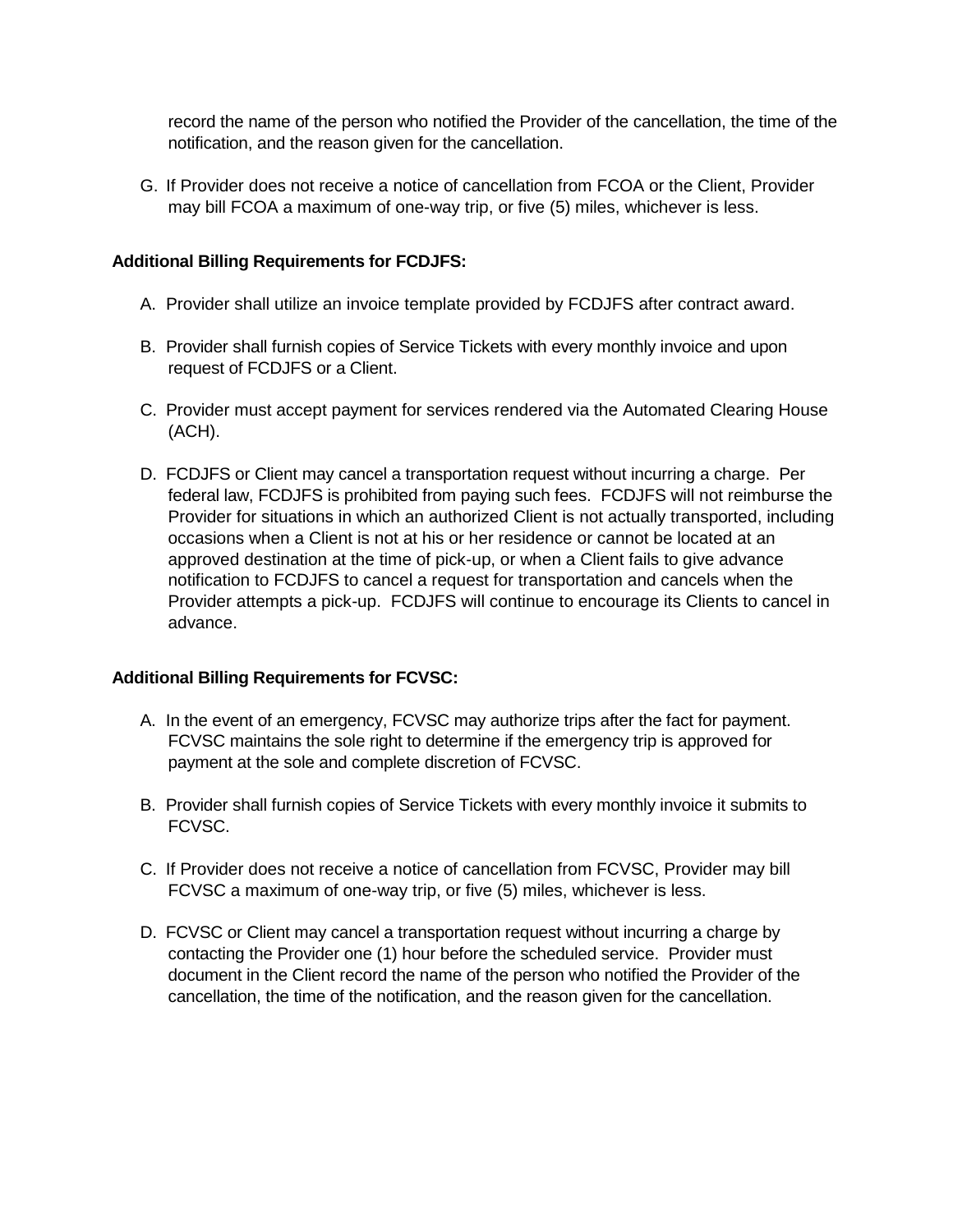record the name of the person who notified the Provider of the cancellation, the time of the notification, and the reason given for the cancellation.

G. If Provider does not receive a notice of cancellation from FCOA or the Client, Provider may bill FCOA a maximum of one-way trip, or five (5) miles, whichever is less.

**Additional Billing Requirements for FCDJFS:**

A. Provider shall utilize an invoice template provided by FCDJFS after contract award.

B. Provider shall furnish copies of Service Tickets with every monthly invoice and upon request of FCDJFS or a Client.

C. Provider must accept payment for services rendered via the Automated Clearing House (ACH).

D. FCDJFS or Client may cancel a transportation request without incurring a charge. Per federal law, FCDJFS is prohibited from paying such fees. FCDJFS will not reimburse the Provider for situations in which an authorized Client is not actually transported, including occasions when a Client is not at his or her residence or cannot be located at an approved destination at the time of pick-up, or when a Client fails to give advance notification to FCDJFS to cancel a request for transportation and cancels when the Provider attempts a pick-up. FCDJFS will continue to encourage its Clients to cancel in advance.

**Additional Billing Requirements for FCVSC:**

A. In the event of an emergency, FCVSC may authorize trips after the fact for payment. FCVSC maintains the sole right to determine if the emergency trip is approved for payment at the sole and complete discretion of FCVSC.

B. Provider shall furnish copies of Service Tickets with every monthly invoice it submits to FCVSC.

C. If Provider does not receive a notice of cancellation from FCVSC, Provider may bill FCVSC a maximum of one-way trip, or five (5) miles, whichever is less.

D. FCVSC or Client may cancel a transportation request without incurring a charge by contacting the Provider one (1) hour before the scheduled service. Provider must document in the Client record the name of the person who notified the Provider of the cancellation, the time of the notification, and the reason given for the cancellation.